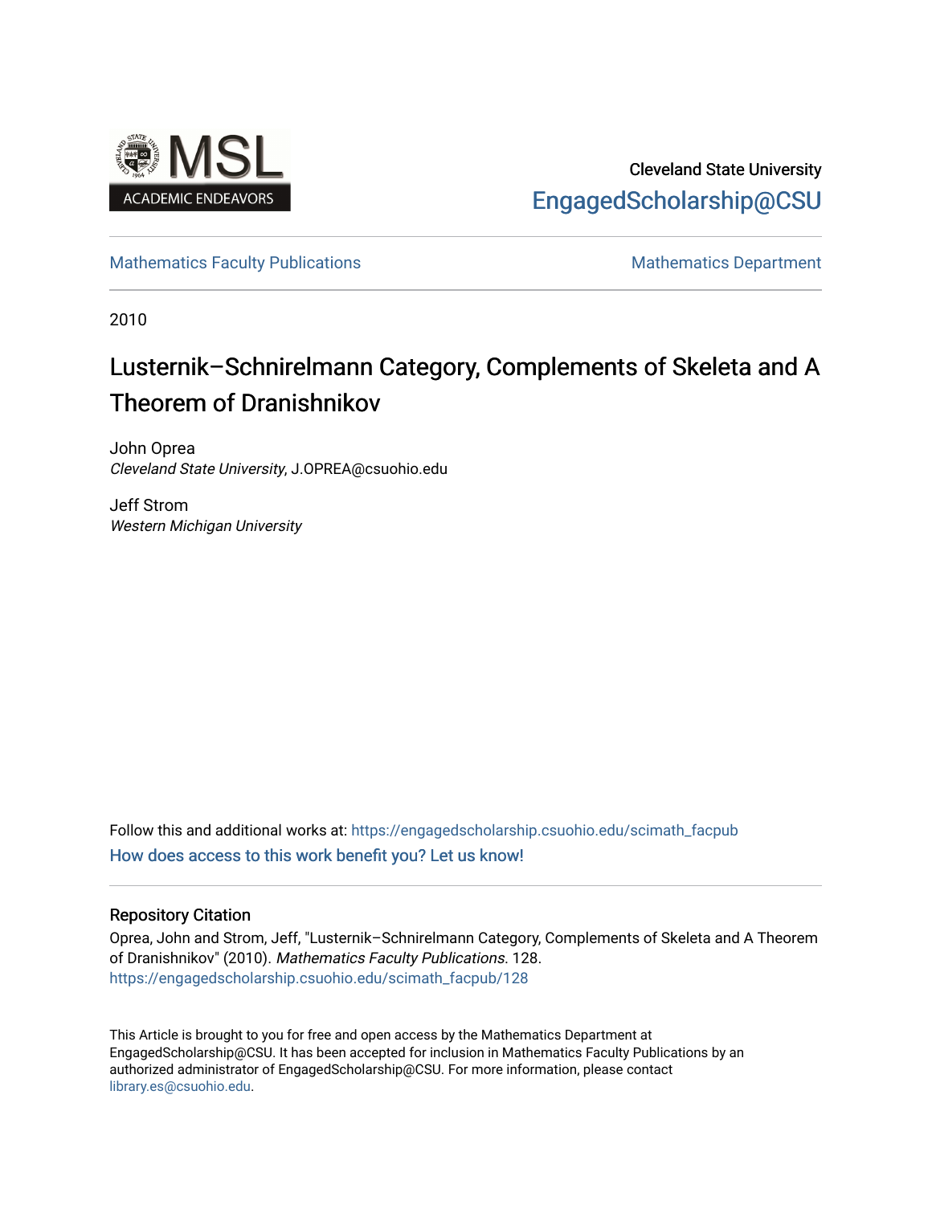Cleveland State University

EngagedScholarship@CSU

Mathematics Faculty Publications

Mathematics Department

2010

# Lusternik–Schnirelmann Category, Complements of Skeleta and A Theorem of Dranishnikov

John Oprea
*Cleveland State University*, J.OPREA@csuohio.edu

Jeff Strom
*Western Michigan University*

Follow this and additional works at: https://engagedscholarship.csuohio.edu/scimath_facpub

How does access to this work benefit you? Let us know!

## Repository Citation

Oprea, John and Strom, Jeff, "Lusternik–Schnirelmann Category, Complements of Skeleta and A Theorem of Dranishnikov" (2010). *Mathematics Faculty Publications*. 128.
https://engagedscholarship.csuohio.edu/scimath_facpub/128

This Article is brought to you for free and open access by the Mathematics Department at EngagedScholarship@CSU. It has been accepted for inclusion in Mathematics Faculty Publications by an authorized administrator of EngagedScholarship@CSU. For more information, please contact library.es@csuohio.edu.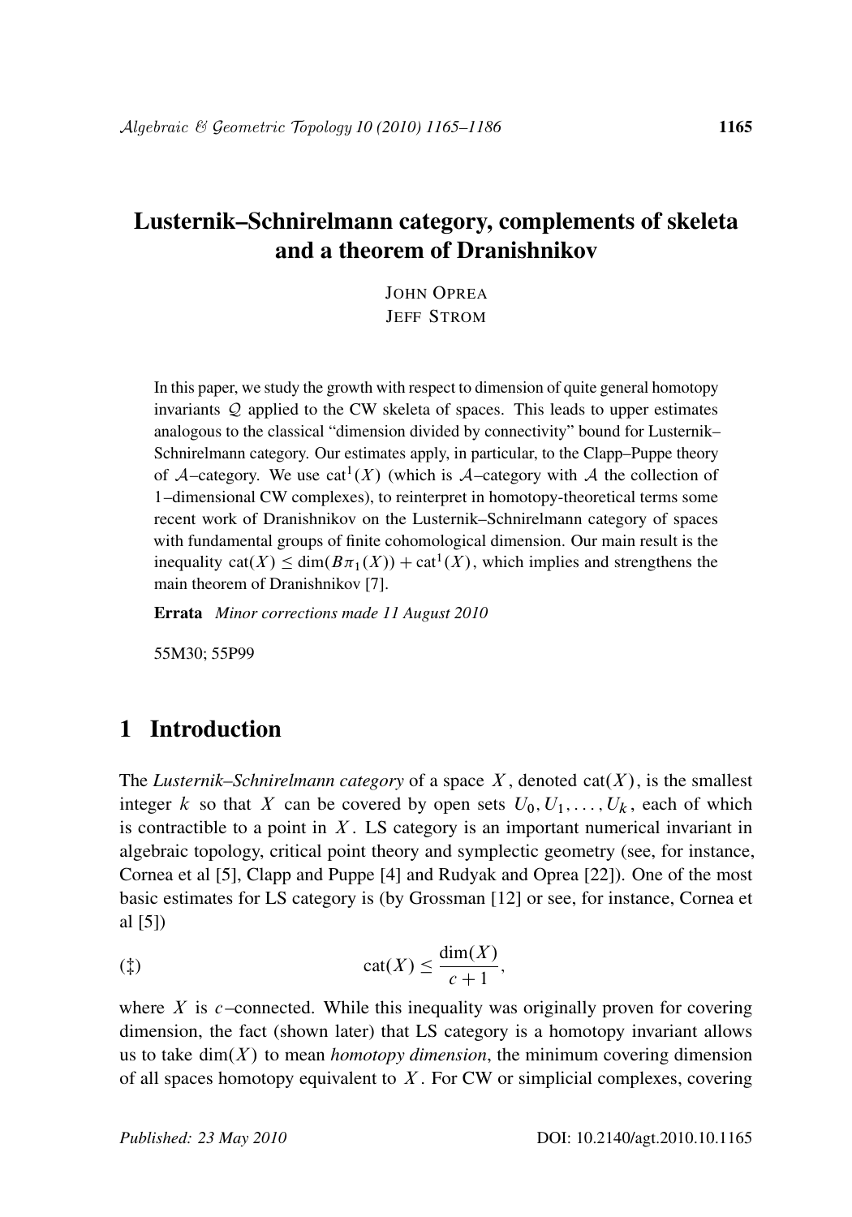# Lusternik–Schnirelmann category, complements of skeleta and a theorem of Dranishnikov

JOHN OPREA
JEFF STROM

In this paper, we study the growth with respect to dimension of quite general homotopy invariants $\mathcal{Q}$ applied to the CW skeleta of spaces. This leads to upper estimates analogous to the classical "dimension divided by connectivity" bound for Lusternik–Schnirelmann category. Our estimates apply, in particular, to the Clapp–Puppe theory of $\mathcal{A}$–category. We use $\mathrm{cat}^1(X)$ (which is $\mathcal{A}$–category with $\mathcal{A}$ the collection of 1–dimensional CW complexes), to reinterpret in homotopy-theoretical terms some recent work of Dranishnikov on the Lusternik–Schnirelmann category of spaces with fundamental groups of finite cohomological dimension. Our main result is the inequality $\mathrm{cat}(X) \leq \dim(B\pi_1(X)) + \mathrm{cat}^1(X)$, which implies and strengthens the main theorem of Dranishnikov [7].

**Errata** *Minor corrections made 11 August 2010*

55M30; 55P99

## 1 Introduction

The *Lusternik–Schnirelmann category* of a space $X$, denoted $\mathrm{cat}(X)$, is the smallest integer $k$ so that $X$ can be covered by open sets $U_0, U_1, \ldots, U_k$, each of which is contractible to a point in $X$. LS category is an important numerical invariant in algebraic topology, critical point theory and symplectic geometry (see, for instance, Cornea et al [5], Clapp and Puppe [4] and Rudyak and Oprea [22]). One of the most basic estimates for LS category is (by Grossman [12] or see, for instance, Cornea et al [5])

$$\mathrm{cat}(X) \leq \frac{\dim(X)}{c+1}, \tag{‡}$$

where $X$ is $c$–connected. While this inequality was originally proven for covering dimension, the fact (shown later) that LS category is a homotopy invariant allows us to take $\dim(X)$ to mean *homotopy dimension*, the minimum covering dimension of all spaces homotopy equivalent to $X$. For CW or simplicial complexes, covering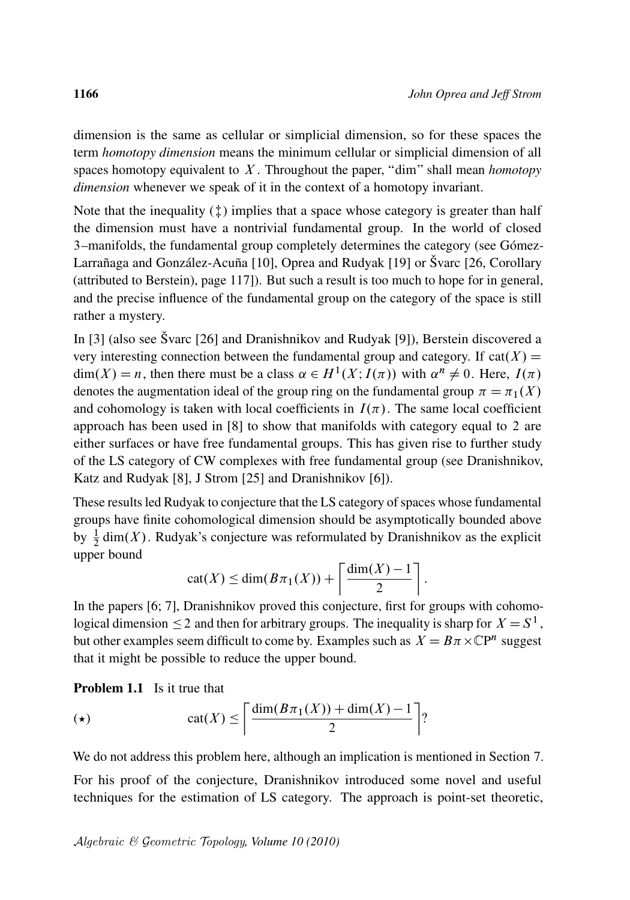dimension is the same as cellular or simplicial dimension, so for these spaces the term *homotopy dimension* means the minimum cellular or simplicial dimension of all spaces homotopy equivalent to $X$. Throughout the paper, "dim" shall mean *homotopy dimension* whenever we speak of it in the context of a homotopy invariant.

Note that the inequality (‡) implies that a space whose category is greater than half the dimension must have a nontrivial fundamental group. In the world of closed 3–manifolds, the fundamental group completely determines the category (see Gómez-Larrañaga and González-Acuña [10], Oprea and Rudyak [19] or Švarc [26, Corollary (attributed to Berstein), page 117]). But such a result is too much to hope for in general, and the precise influence of the fundamental group on the category of the space is still rather a mystery.

In [3] (also see Švarc [26] and Dranishnikov and Rudyak [9]), Berstein discovered a very interesting connection between the fundamental group and category. If $\mathrm{cat}(X) = \dim(X) = n$, then there must be a class $\alpha \in H^1(X; I(\pi))$ with $\alpha^n \neq 0$. Here, $I(\pi)$ denotes the augmentation ideal of the group ring on the fundamental group $\pi = \pi_1(X)$ and cohomology is taken with local coefficients in $I(\pi)$. The same local coefficient approach has been used in [8] to show that manifolds with category equal to 2 are either surfaces or have free fundamental groups. This has given rise to further study of the LS category of CW complexes with free fundamental group (see Dranishnikov, Katz and Rudyak [8], J Strom [25] and Dranishnikov [6]).

These results led Rudyak to conjecture that the LS category of spaces whose fundamental groups have finite cohomological dimension should be asymptotically bounded above by $\frac{1}{2}\dim(X)$. Rudyak's conjecture was reformulated by Dranishnikov as the explicit upper bound

$$\mathrm{cat}(X) \le \dim(B\pi_1(X)) + \left\lceil \frac{\dim(X) - 1}{2} \right\rceil.$$

In the papers [6; 7], Dranishnikov proved this conjecture, first for groups with cohomological dimension $\le 2$ and then for arbitrary groups. The inequality is sharp for $X = S^1$, but other examples seem difficult to come by. Examples such as $X = B\pi \times \mathbb{C}\mathrm{P}^n$ suggest that it might be possible to reduce the upper bound.

**Problem 1.1** Is it true that

$$(\star) \qquad \mathrm{cat}(X) \le \left\lceil \frac{\dim(B\pi_1(X)) + \dim(X) - 1}{2} \right\rceil ?$$

We do not address this problem here, although an implication is mentioned in Section 7.

For his proof of the conjecture, Dranishnikov introduced some novel and useful techniques for the estimation of LS category. The approach is point-set theoretic,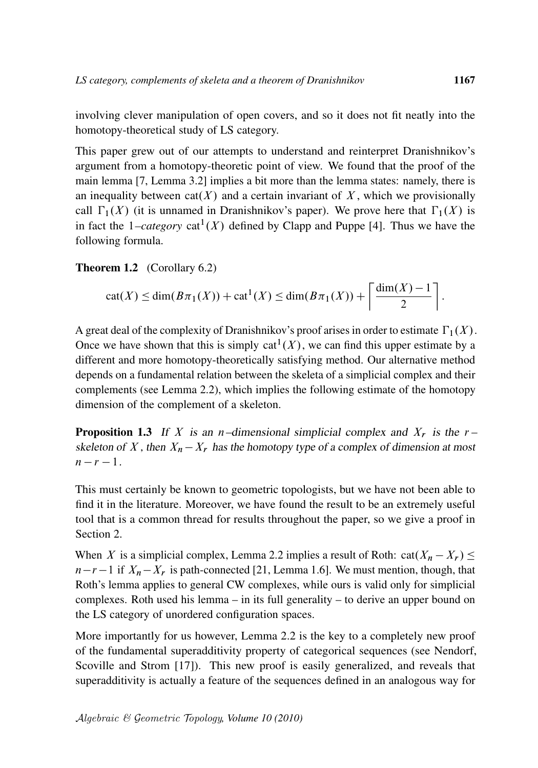involving clever manipulation of open covers, and so it does not fit neatly into the homotopy-theoretical study of LS category.

This paper grew out of our attempts to understand and reinterpret Dranishnikov's argument from a homotopy-theoretic point of view. We found that the proof of the main lemma [7, Lemma 3.2] implies a bit more than the lemma states: namely, there is an inequality between $\mathrm{cat}(X)$ and a certain invariant of $X$, which we provisionally call $\Gamma_1(X)$ (it is unnamed in Dranishnikov's paper). We prove here that $\Gamma_1(X)$ is in fact the $1$*–category* $\mathrm{cat}^1(X)$ defined by Clapp and Puppe [4]. Thus we have the following formula.

**Theorem 1.2** (Corollary 6.2)

$$\mathrm{cat}(X) \le \dim(B\pi_1(X)) + \mathrm{cat}^1(X) \le \dim(B\pi_1(X)) + \left\lceil \frac{\dim(X)-1}{2} \right\rceil .$$

A great deal of the complexity of Dranishnikov's proof arises in order to estimate $\Gamma_1(X)$. Once we have shown that this is simply $\mathrm{cat}^1(X)$, we can find this upper estimate by a different and more homotopy-theoretically satisfying method. Our alternative method depends on a fundamental relation between the skeleta of a simplicial complex and their complements (see Lemma 2.2), which implies the following estimate of the homotopy dimension of the complement of a skeleton.

**Proposition 1.3** *If $X$ is an $n$–dimensional simplicial complex and $X_r$ is the $r$–skeleton of $X$, then $X_n - X_r$ has the homotopy type of a complex of dimension at most $n-r-1$.*

This must certainly be known to geometric topologists, but we have not been able to find it in the literature. Moreover, we have found the result to be an extremely useful tool that is a common thread for results throughout the paper, so we give a proof in Section 2.

When $X$ is a simplicial complex, Lemma 2.2 implies a result of Roth: $\mathrm{cat}(X_n - X_r) \le n-r-1$ if $X_n - X_r$ is path-connected [21, Lemma 1.6]. We must mention, though, that Roth's lemma applies to general CW complexes, while ours is valid only for simplicial complexes. Roth used his lemma – in its full generality – to derive an upper bound on the LS category of unordered configuration spaces.

More importantly for us however, Lemma 2.2 is the key to a completely new proof of the fundamental superadditivity property of categorical sequences (see Nendorf, Scoville and Strom [17]). This new proof is easily generalized, and reveals that superadditivity is actually a feature of the sequences defined in an analogous way for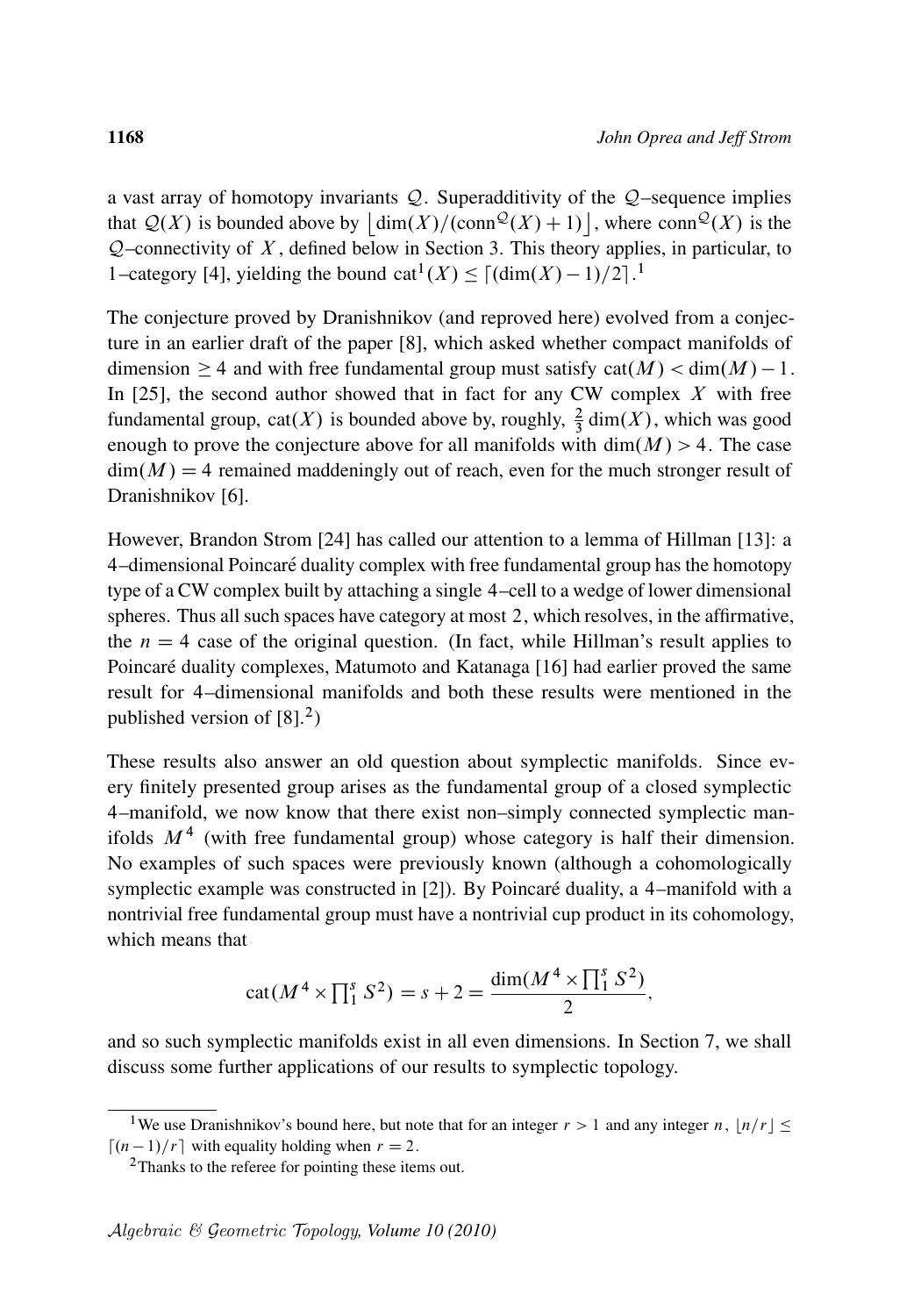a vast array of homotopy invariants $\mathcal{Q}$. Superadditivity of the $\mathcal{Q}$–sequence implies that $\mathcal{Q}(X)$ is bounded above by $\lfloor \dim(X)/(\mathrm{conn}^{\mathcal{Q}}(X)+1) \rfloor$, where $\mathrm{conn}^{\mathcal{Q}}(X)$ is the $\mathcal{Q}$–connectivity of $X$, defined below in Section 3. This theory applies, in particular, to 1–category [4], yielding the bound $\mathrm{cat}^1(X) \le \lceil (\dim(X)-1)/2 \rceil$.[1]

The conjecture proved by Dranishnikov (and reproved here) evolved from a conjecture in an earlier draft of the paper [8], which asked whether compact manifolds of dimension $\ge 4$ and with free fundamental group must satisfy $\mathrm{cat}(M) < \dim(M) - 1$. In [25], the second author showed that in fact for any CW complex $X$ with free fundamental group, $\mathrm{cat}(X)$ is bounded above by, roughly, $\frac{2}{3}\dim(X)$, which was good enough to prove the conjecture above for all manifolds with $\dim(M) > 4$. The case $\dim(M) = 4$ remained maddeningly out of reach, even for the much stronger result of Dranishnikov [6].

However, Brandon Strom [24] has called our attention to a lemma of Hillman [13]: a 4–dimensional Poincaré duality complex with free fundamental group has the homotopy type of a CW complex built by attaching a single 4–cell to a wedge of lower dimensional spheres. Thus all such spaces have category at most 2, which resolves, in the affirmative, the $n = 4$ case of the original question. (In fact, while Hillman's result applies to Poincaré duality complexes, Matumoto and Katanaga [16] had earlier proved the same result for 4–dimensional manifolds and both these results were mentioned in the published version of [8].[2])

These results also answer an old question about symplectic manifolds. Since every finitely presented group arises as the fundamental group of a closed symplectic 4–manifold, we now know that there exist non–simply connected symplectic manifolds $M^4$ (with free fundamental group) whose category is half their dimension. No examples of such spaces were previously known (although a cohomologically symplectic example was constructed in [2]). By Poincaré duality, a 4–manifold with a nontrivial free fundamental group must have a nontrivial cup product in its cohomology, which means that

$$\mathrm{cat}(M^4 \times \textstyle\prod_1^s S^2) = s + 2 = \dfrac{\dim(M^4 \times \prod_1^s S^2)}{2},$$

and so such symplectic manifolds exist in all even dimensions. In Section 7, we shall discuss some further applications of our results to symplectic topology.

---

[1] We use Dranishnikov's bound here, but note that for an integer $r > 1$ and any integer $n$, $\lfloor n/r \rfloor \le \lceil (n-1)/r \rceil$ with equality holding when $r = 2$.

[2] Thanks to the referee for pointing these items out.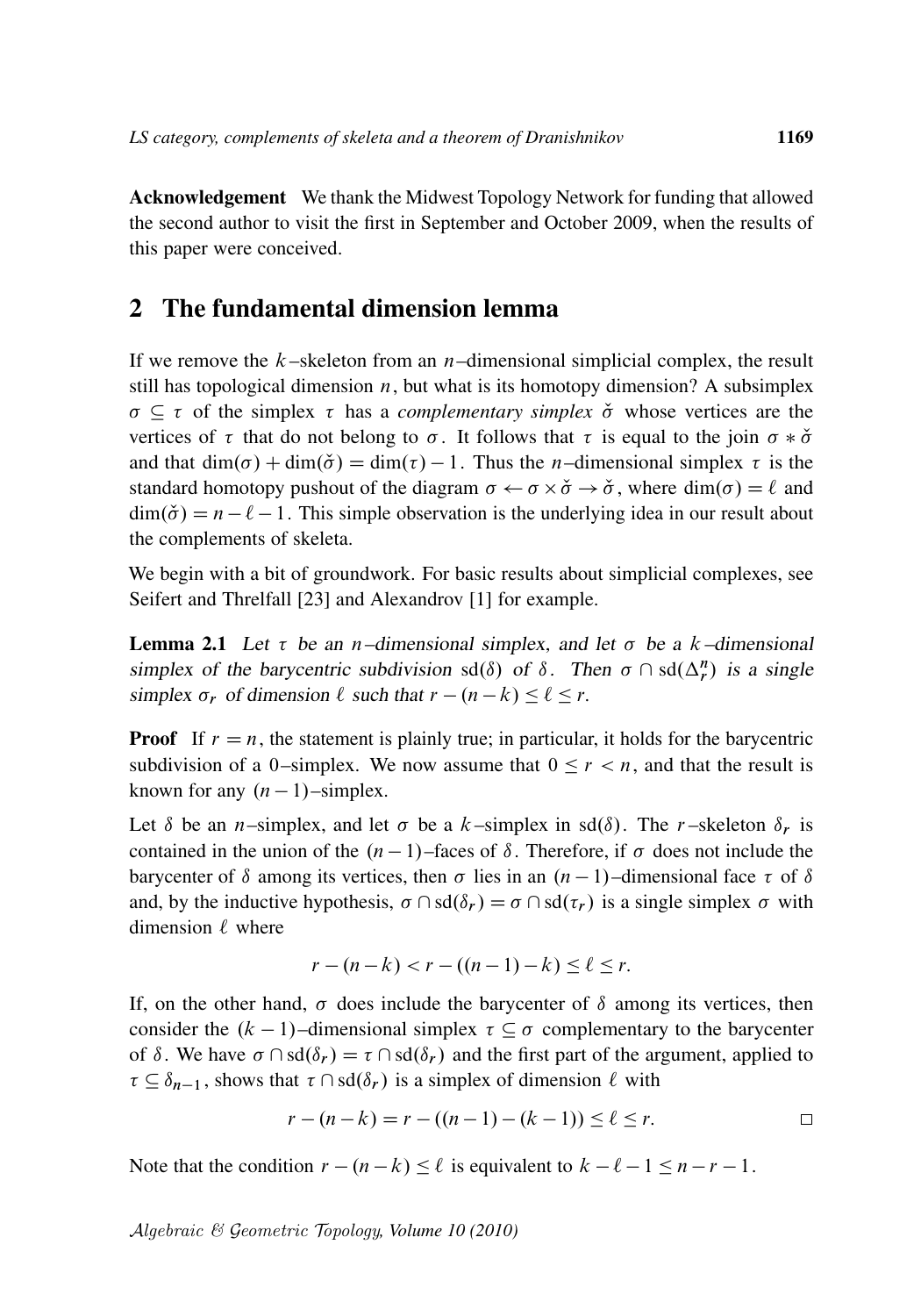**Acknowledgement** We thank the Midwest Topology Network for funding that allowed the second author to visit the first in September and October 2009, when the results of this paper were conceived.

## 2 The fundamental dimension lemma

If we remove the $k$–skeleton from an $n$–dimensional simplicial complex, the result still has topological dimension $n$, but what is its homotopy dimension? A subsimplex $\sigma \subseteq \tau$ of the simplex $\tau$ has a *complementary simplex* $\check{\sigma}$ whose vertices are the vertices of $\tau$ that do not belong to $\sigma$. It follows that $\tau$ is equal to the join $\sigma * \check{\sigma}$ and that $\dim(\sigma) + \dim(\check{\sigma}) = \dim(\tau) - 1$. Thus the $n$–dimensional simplex $\tau$ is the standard homotopy pushout of the diagram $\sigma \leftarrow \sigma \times \check{\sigma} \rightarrow \check{\sigma}$, where $\dim(\sigma) = \ell$ and $\dim(\check{\sigma}) = n - \ell - 1$. This simple observation is the underlying idea in our result about the complements of skeleta.

We begin with a bit of groundwork. For basic results about simplicial complexes, see Seifert and Threlfall [23] and Alexandrov [1] for example.

**Lemma 2.1** *Let $\tau$ be an $n$–dimensional simplex, and let $\sigma$ be a $k$–dimensional simplex of the barycentric subdivision $\mathrm{sd}(\delta)$ of $\delta$. Then $\sigma \cap \mathrm{sd}(\Delta^n_r)$ is a single simplex $\sigma_r$ of dimension $\ell$ such that $r - (n-k) \leq \ell \leq r$.*

**Proof** If $r = n$, the statement is plainly true; in particular, it holds for the barycentric subdivision of a 0–simplex. We now assume that $0 \leq r < n$, and that the result is known for any $(n-1)$–simplex.

Let $\delta$ be an $n$–simplex, and let $\sigma$ be a $k$–simplex in $\mathrm{sd}(\delta)$. The $r$–skeleton $\delta_r$ is contained in the union of the $(n-1)$–faces of $\delta$. Therefore, if $\sigma$ does not include the barycenter of $\delta$ among its vertices, then $\sigma$ lies in an $(n-1)$–dimensional face $\tau$ of $\delta$ and, by the inductive hypothesis, $\sigma \cap \mathrm{sd}(\delta_r) = \sigma \cap \mathrm{sd}(\tau_r)$ is a single simplex $\sigma$ with dimension $\ell$ where

$$r - (n-k) < r - ((n-1) - k) \leq \ell \leq r.$$

If, on the other hand, $\sigma$ does include the barycenter of $\delta$ among its vertices, then consider the $(k-1)$–dimensional simplex $\tau \subseteq \sigma$ complementary to the barycenter of $\delta$. We have $\sigma \cap \mathrm{sd}(\delta_r) = \tau \cap \mathrm{sd}(\delta_r)$ and the first part of the argument, applied to $\tau \subseteq \delta_{n-1}$, shows that $\tau \cap \mathrm{sd}(\delta_r)$ is a simplex of dimension $\ell$ with

$$r - (n-k) = r - ((n-1) - (k-1)) \leq \ell \leq r. \qquad \square$$

Note that the condition $r - (n-k) \leq \ell$ is equivalent to $k - \ell - 1 \leq n - r - 1$.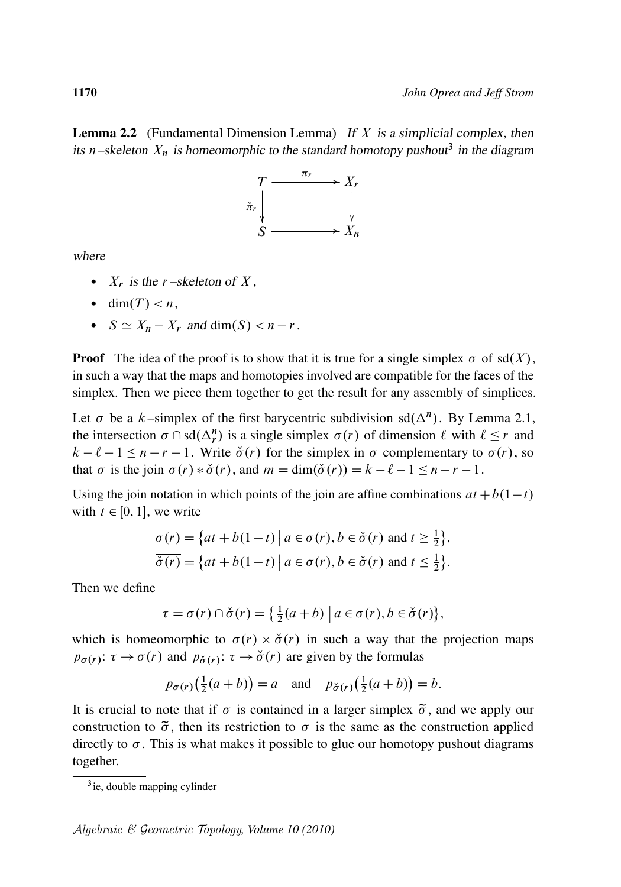**Lemma 2.2** (Fundamental Dimension Lemma) *If $X$ is a simplicial complex, then its $n$–skeleton $X_n$ is homeomorphic to the standard homotopy pushout*[3] *in the diagram*

$$\begin{array}{ccc} T & \xrightarrow{\pi_r} & X_r \\ {\scriptstyle \check{\pi}_r}\downarrow & & \downarrow \\ S & \longrightarrow & X_n \end{array}$$

*where*

- $X_r$ *is the* $r$*–skeleton of* $X$,
- $\dim(T) < n$,
- $S \simeq X_n - X_r$ *and* $\dim(S) < n - r$.

**Proof** The idea of the proof is to show that it is true for a single simplex $\sigma$ of $\mathrm{sd}(X)$, in such a way that the maps and homotopies involved are compatible for the faces of the simplex. Then we piece them together to get the result for any assembly of simplices.

Let $\sigma$ be a $k$–simplex of the first barycentric subdivision $\mathrm{sd}(\Delta^n)$. By Lemma 2.1, the intersection $\sigma \cap \mathrm{sd}(\Delta^n_r)$ is a single simplex $\sigma(r)$ of dimension $\ell$ with $\ell \leq r$ and $k - \ell - 1 \leq n - r - 1$. Write $\check{\sigma}(r)$ for the simplex in $\sigma$ complementary to $\sigma(r)$, so that $\sigma$ is the join $\sigma(r) * \check{\sigma}(r)$, and $m = \dim(\check{\sigma}(r)) = k - \ell - 1 \leq n - r - 1$.

Using the join notation in which points of the join are affine combinations $at + b(1-t)$ with $t \in [0,1]$, we write

$$\overline{\sigma(r)} = \{ at + b(1-t) \mid a \in \sigma(r), b \in \check{\sigma}(r) \text{ and } t \geq \tfrac{1}{2} \},$$
$$\overline{\check{\sigma}(r)} = \{ at + b(1-t) \mid a \in \sigma(r), b \in \check{\sigma}(r) \text{ and } t \leq \tfrac{1}{2} \}.$$

Then we define

$$\tau = \overline{\sigma(r)} \cap \overline{\check{\sigma}(r)} = \{ \tfrac{1}{2}(a+b) \mid a \in \sigma(r), b \in \check{\sigma}(r) \},$$

which is homeomorphic to $\sigma(r) \times \check{\sigma}(r)$ in such a way that the projection maps $p_{\sigma(r)} \colon \tau \to \sigma(r)$ and $p_{\check{\sigma}(r)} \colon \tau \to \check{\sigma}(r)$ are given by the formulas

$$p_{\sigma(r)}\big(\tfrac{1}{2}(a+b)\big) = a \quad \text{and} \quad p_{\check{\sigma}(r)}\big(\tfrac{1}{2}(a+b)\big) = b.$$

It is crucial to note that if $\sigma$ is contained in a larger simplex $\widetilde{\sigma}$, and we apply our construction to $\widetilde{\sigma}$, then its restriction to $\sigma$ is the same as the construction applied directly to $\sigma$. This is what makes it possible to glue our homotopy pushout diagrams together.

[3] ie, double mapping cylinder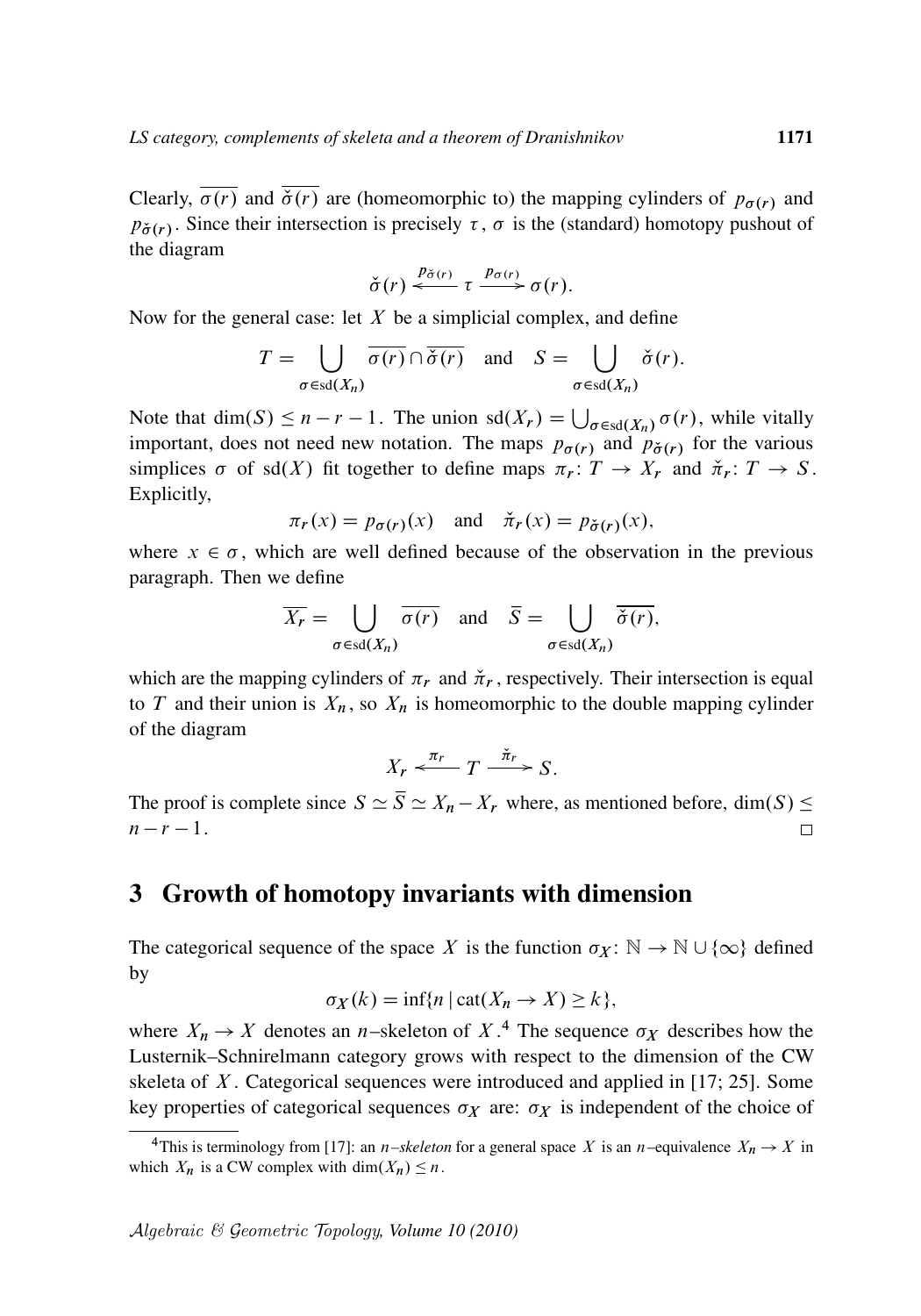Clearly, $\overline{\sigma(r)}$ and $\overline{\check{\sigma}(r)}$ are (homeomorphic to) the mapping cylinders of $p_{\sigma(r)}$ and $p_{\check{\sigma}(r)}$. Since their intersection is precisely $\tau$, $\sigma$ is the (standard) homotopy pushout of the diagram

$$\check{\sigma}(r) \xleftarrow{p_{\check{\sigma}(r)}} \tau \xrightarrow{p_{\sigma(r)}} \sigma(r).$$

Now for the general case: let $X$ be a simplicial complex, and define

$$T = \bigcup_{\sigma \in \mathrm{sd}(X_n)} \overline{\sigma(r)} \cap \overline{\check{\sigma}(r)} \quad \text{and} \quad S = \bigcup_{\sigma \in \mathrm{sd}(X_n)} \check{\sigma}(r).$$

Note that $\dim(S) \leq n - r - 1$. The union $\mathrm{sd}(X_r) = \bigcup_{\sigma \in \mathrm{sd}(X_n)} \sigma(r)$, while vitally important, does not need new notation. The maps $p_{\sigma(r)}$ and $p_{\check{\sigma}(r)}$ for the various simplices $\sigma$ of $\mathrm{sd}(X)$ fit together to define maps $\pi_r \colon T \to X_r$ and $\check{\pi}_r \colon T \to S$. Explicitly,

$$\pi_r(x) = p_{\sigma(r)}(x) \quad \text{and} \quad \check{\pi}_r(x) = p_{\check{\sigma}(r)}(x),$$

where $x \in \sigma$, which are well defined because of the observation in the previous paragraph. Then we define

$$\overline{X_r} = \bigcup_{\sigma \in \mathrm{sd}(X_n)} \overline{\sigma(r)} \quad \text{and} \quad \overline{S} = \bigcup_{\sigma \in \mathrm{sd}(X_n)} \overline{\check{\sigma}(r)},$$

which are the mapping cylinders of $\pi_r$ and $\check{\pi}_r$, respectively. Their intersection is equal to $T$ and their union is $X_n$, so $X_n$ is homeomorphic to the double mapping cylinder of the diagram

$$X_r \xleftarrow{\pi_r} T \xrightarrow{\check{\pi}_r} S.$$

The proof is complete since $S \simeq \overline{S} \simeq X_n - X_r$ where, as mentioned before, $\dim(S) \leq n - r - 1$. □

## 3 Growth of homotopy invariants with dimension

The categorical sequence of the space $X$ is the function $\sigma_X \colon \mathbb{N} \to \mathbb{N} \cup \{\infty\}$ defined by

$$\sigma_X(k) = \inf\{n \mid \mathrm{cat}(X_n \to X) \geq k\},$$

where $X_n \to X$ denotes an $n$–skeleton of $X$.[4] The sequence $\sigma_X$ describes how the Lusternik–Schnirelmann category grows with respect to the dimension of the CW skeleta of $X$. Categorical sequences were introduced and applied in [17; 25]. Some key properties of categorical sequences $\sigma_X$ are: $\sigma_X$ is independent of the choice of

[4] This is terminology from [17]: an *$n$–skeleton* for a general space $X$ is an $n$–equivalence $X_n \to X$ in which $X_n$ is a CW complex with $\dim(X_n) \leq n$.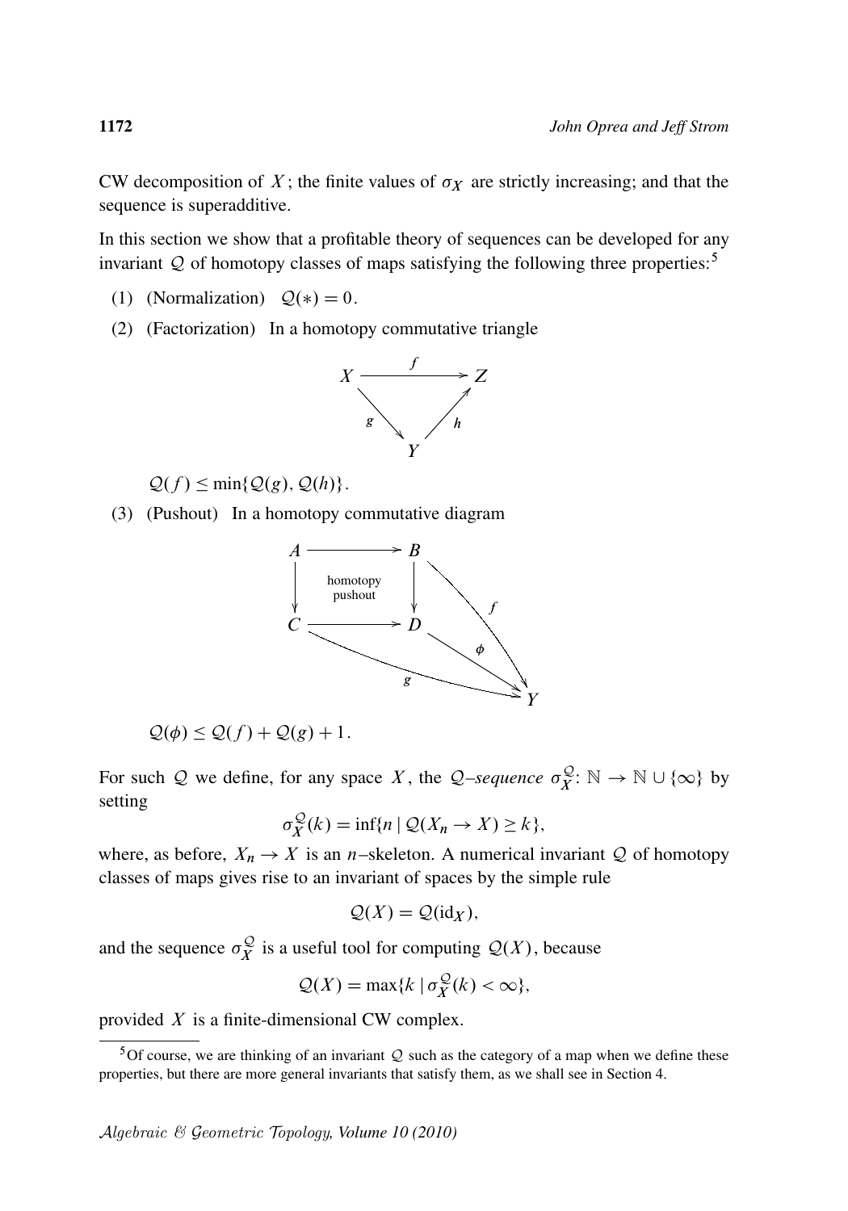CW decomposition of $X$; the finite values of $\sigma_X$ are strictly increasing; and that the sequence is superadditive.

In this section we show that a profitable theory of sequences can be developed for any invariant $\mathcal{Q}$ of homotopy classes of maps satisfying the following three properties:[5]

(1) (Normalization) $\mathcal{Q}(*) = 0$.

(2) (Factorization) In a homotopy commutative triangle

$$\begin{array}{ccc} X & \xrightarrow{\quad f \quad} & Z \\ & {}_{g}\searrow \quad \nearrow_{h} & \\ & Y & \end{array}$$

$\mathcal{Q}(f) \leq \min\{\mathcal{Q}(g), \mathcal{Q}(h)\}$.

(3) (Pushout) In a homotopy commutative diagram

$$\begin{array}{ccccc} A & \longrightarrow & B & & \\ \downarrow & \text{homotopy pushout} & \downarrow & \searrow^{f} & \\ C & \longrightarrow & D & & \\ & {}_{g}\searrow & & \searrow^{\phi} & \\ & & & & Y \end{array}$$

$\mathcal{Q}(\phi) \leq \mathcal{Q}(f) + \mathcal{Q}(g) + 1$.

For such $\mathcal{Q}$ we define, for any space $X$, the *$\mathcal{Q}$–sequence* $\sigma_X^{\mathcal{Q}}\colon \mathbb{N} \to \mathbb{N} \cup \{\infty\}$ by setting

$$\sigma_X^{\mathcal{Q}}(k) = \inf\{n \mid \mathcal{Q}(X_n \to X) \geq k\},$$

where, as before, $X_n \to X$ is an $n$–skeleton. A numerical invariant $\mathcal{Q}$ of homotopy classes of maps gives rise to an invariant of spaces by the simple rule

$$\mathcal{Q}(X) = \mathcal{Q}(\mathrm{id}_X),$$

and the sequence $\sigma_X^{\mathcal{Q}}$ is a useful tool for computing $\mathcal{Q}(X)$, because

$$\mathcal{Q}(X) = \max\{k \mid \sigma_X^{\mathcal{Q}}(k) < \infty\},$$

provided $X$ is a finite-dimensional CW complex.

---

[5] Of course, we are thinking of an invariant $\mathcal{Q}$ such as the category of a map when we define these properties, but there are more general invariants that satisfy them, as we shall see in Section 4.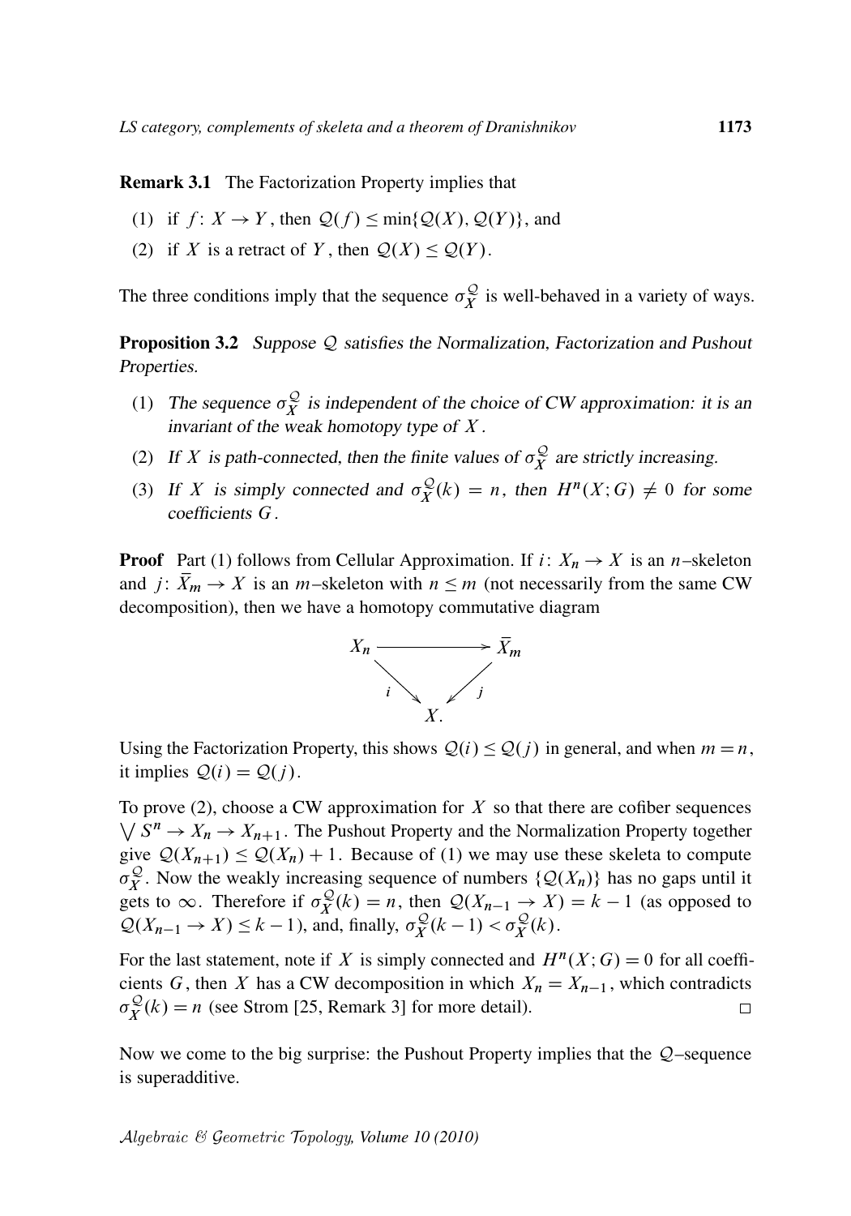**Remark 3.1** The Factorization Property implies that

1. if $f\colon X \to Y$, then $\mathcal{Q}(f) \le \min\{\mathcal{Q}(X), \mathcal{Q}(Y)\}$, and
2. if $X$ is a retract of $Y$, then $\mathcal{Q}(X) \le \mathcal{Q}(Y)$.

The three conditions imply that the sequence $\sigma_X^{\mathcal{Q}}$ is well-behaved in a variety of ways.

**Proposition 3.2** *Suppose $\mathcal{Q}$ satisfies the Normalization, Factorization and Pushout Properties.*

1. *The sequence $\sigma_X^{\mathcal{Q}}$ is independent of the choice of CW approximation: it is an invariant of the weak homotopy type of $X$.*
2. *If $X$ is path-connected, then the finite values of $\sigma_X^{\mathcal{Q}}$ are strictly increasing.*
3. *If $X$ is simply connected and $\sigma_X^{\mathcal{Q}}(k) = n$, then $H^n(X; G) \neq 0$ for some coefficients $G$.*

**Proof** Part (1) follows from Cellular Approximation. If $i\colon X_n \to X$ is an $n$–skeleton and $j\colon \bar{X}_m \to X$ is an $m$–skeleton with $n \le m$ (not necessarily from the same CW decomposition), then we have a homotopy commutative diagram

$$\begin{array}{ccc} X_n & \longrightarrow & \bar{X}_m \\ & {\scriptstyle i}\searrow \quad \swarrow{\scriptstyle j} & \\ & X. & \end{array}$$

Using the Factorization Property, this shows $\mathcal{Q}(i) \le \mathcal{Q}(j)$ in general, and when $m = n$, it implies $\mathcal{Q}(i) = \mathcal{Q}(j)$.

To prove (2), choose a CW approximation for $X$ so that there are cofiber sequences $\bigvee S^n \to X_n \to X_{n+1}$. The Pushout Property and the Normalization Property together give $\mathcal{Q}(X_{n+1}) \le \mathcal{Q}(X_n) + 1$. Because of (1) we may use these skeleta to compute $\sigma_X^{\mathcal{Q}}$. Now the weakly increasing sequence of numbers $\{\mathcal{Q}(X_n)\}$ has no gaps until it gets to $\infty$. Therefore if $\sigma_X^{\mathcal{Q}}(k) = n$, then $\mathcal{Q}(X_{n-1} \to X) = k - 1$ (as opposed to $\mathcal{Q}(X_{n-1} \to X) \le k - 1$), and, finally, $\sigma_X^{\mathcal{Q}}(k-1) < \sigma_X^{\mathcal{Q}}(k)$.

For the last statement, note if $X$ is simply connected and $H^n(X; G) = 0$ for all coefficients $G$, then $X$ has a CW decomposition in which $X_n = X_{n-1}$, which contradicts $\sigma_X^{\mathcal{Q}}(k) = n$ (see Strom [25, Remark 3] for more detail). $\square$

Now we come to the big surprise: the Pushout Property implies that the $\mathcal{Q}$–sequence is superadditive.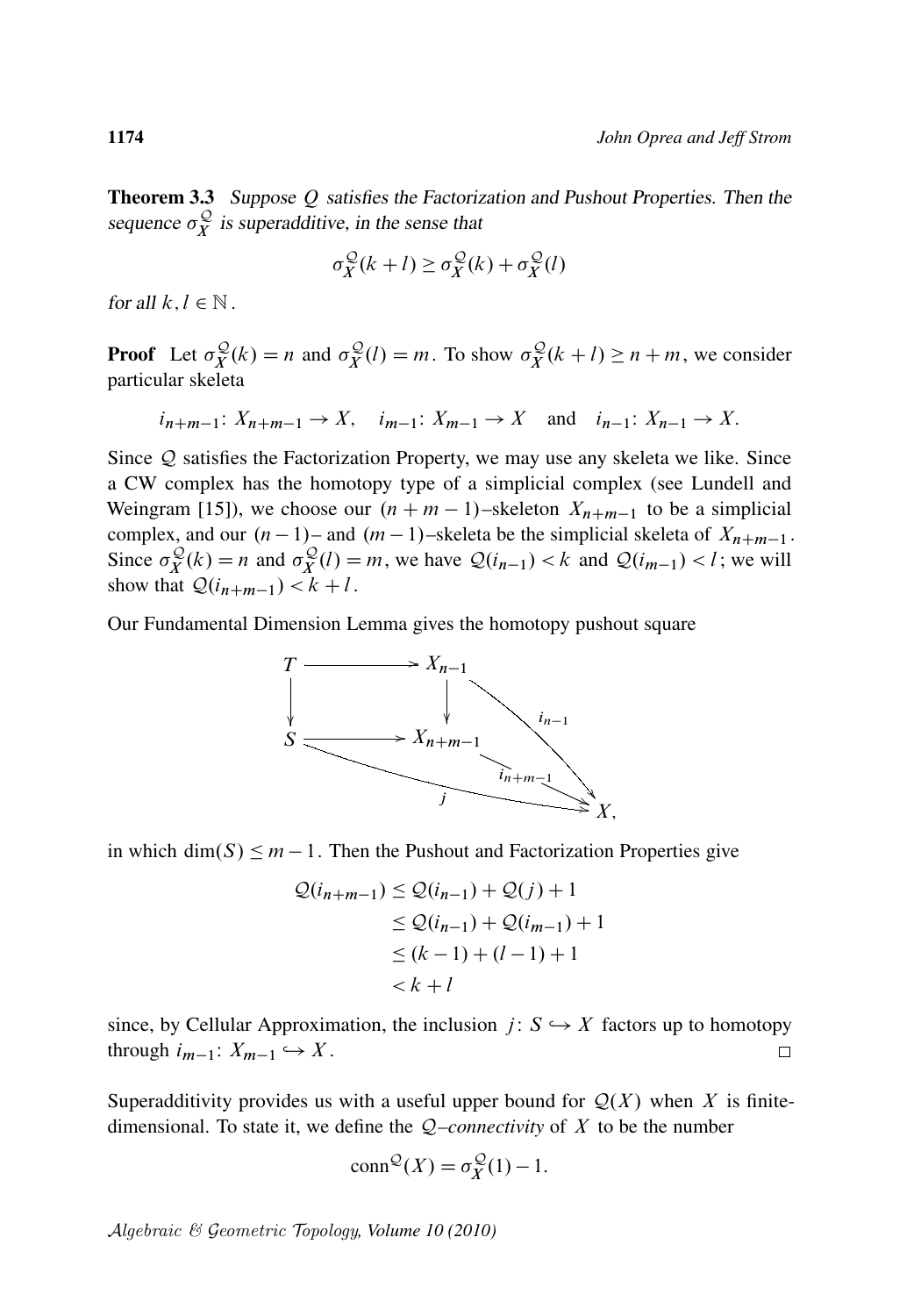**Theorem 3.3** *Suppose $\mathcal{Q}$ satisfies the Factorization and Pushout Properties. Then the sequence $\sigma_X^{\mathcal{Q}}$ is superadditive, in the sense that*

$$\sigma_X^{\mathcal{Q}}(k+l) \geq \sigma_X^{\mathcal{Q}}(k) + \sigma_X^{\mathcal{Q}}(l)$$

*for all $k, l \in \mathbb{N}$.*

**Proof** Let $\sigma_X^{\mathcal{Q}}(k) = n$ and $\sigma_X^{\mathcal{Q}}(l) = m$. To show $\sigma_X^{\mathcal{Q}}(k+l) \geq n+m$, we consider particular skeleta

$$i_{n+m-1}\colon X_{n+m-1} \to X, \quad i_{m-1}\colon X_{m-1} \to X \quad \text{and} \quad i_{n-1}\colon X_{n-1} \to X.$$

Since $\mathcal{Q}$ satisfies the Factorization Property, we may use any skeleta we like. Since a CW complex has the homotopy type of a simplicial complex (see Lundell and Weingram [15]), we choose our $(n+m-1)$–skeleton $X_{n+m-1}$ to be a simplicial complex, and our $(n-1)$– and $(m-1)$–skeleta be the simplicial skeleta of $X_{n+m-1}$. Since $\sigma_X^{\mathcal{Q}}(k) = n$ and $\sigma_X^{\mathcal{Q}}(l) = m$, we have $\mathcal{Q}(i_{n-1}) < k$ and $\mathcal{Q}(i_{m-1}) < l$; we will show that $\mathcal{Q}(i_{n+m-1}) < k+l$.

Our Fundamental Dimension Lemma gives the homotopy pushout square

$$\begin{array}{ccc}
T & \longrightarrow & X_{n-1} \\
\downarrow & & \downarrow \\
S & \longrightarrow & X_{n+m-1}
\end{array}
\qquad
i_{n-1}\colon X_{n-1} \to X, \quad i_{n+m-1}\colon X_{n+m-1} \to X, \quad j\colon S \to X,$$

in which $\dim(S) \leq m-1$. Then the Pushout and Factorization Properties give

$$\begin{aligned}
\mathcal{Q}(i_{n+m-1}) &\leq \mathcal{Q}(i_{n-1}) + \mathcal{Q}(j) + 1 \\
&\leq \mathcal{Q}(i_{n-1}) + \mathcal{Q}(i_{m-1}) + 1 \\
&\leq (k-1) + (l-1) + 1 \\
&< k+l
\end{aligned}$$

since, by Cellular Approximation, the inclusion $j\colon S \hookrightarrow X$ factors up to homotopy through $i_{m-1}\colon X_{m-1} \hookrightarrow X$. $\square$

Superadditivity provides us with a useful upper bound for $\mathcal{Q}(X)$ when $X$ is finite-dimensional. To state it, we define the *$\mathcal{Q}$–connectivity* of $X$ to be the number

$$\operatorname{conn}^{\mathcal{Q}}(X) = \sigma_X^{\mathcal{Q}}(1) - 1.$$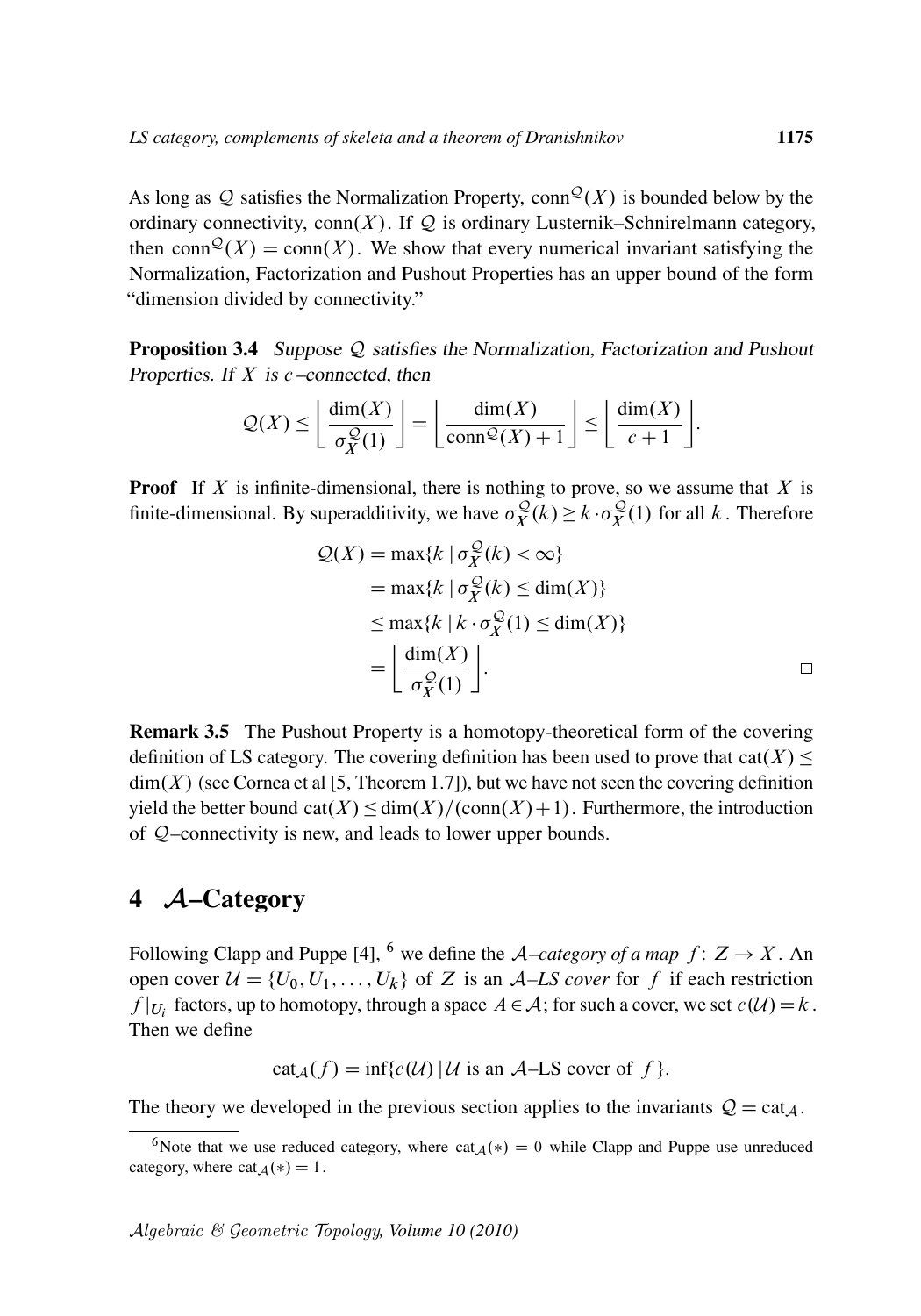As long as $\mathcal{Q}$ satisfies the Normalization Property, $\mathrm{conn}^{\mathcal{Q}}(X)$ is bounded below by the ordinary connectivity, $\mathrm{conn}(X)$. If $\mathcal{Q}$ is ordinary Lusternik–Schnirelmann category, then $\mathrm{conn}^{\mathcal{Q}}(X) = \mathrm{conn}(X)$. We show that every numerical invariant satisfying the Normalization, Factorization and Pushout Properties has an upper bound of the form "dimension divided by connectivity."

**Proposition 3.4** *Suppose $\mathcal{Q}$ satisfies the Normalization, Factorization and Pushout Properties. If $X$ is $c$–connected, then*

$$\mathcal{Q}(X) \leq \left\lfloor \frac{\dim(X)}{\sigma_X^{\mathcal{Q}}(1)} \right\rfloor = \left\lfloor \frac{\dim(X)}{\mathrm{conn}^{\mathcal{Q}}(X)+1} \right\rfloor \leq \left\lfloor \frac{\dim(X)}{c+1} \right\rfloor.$$

**Proof** If $X$ is infinite-dimensional, there is nothing to prove, so we assume that $X$ is finite-dimensional. By superadditivity, we have $\sigma_X^{\mathcal{Q}}(k) \geq k \cdot \sigma_X^{\mathcal{Q}}(1)$ for all $k$. Therefore

$$\begin{aligned}
\mathcal{Q}(X) &= \max\{k \mid \sigma_X^{\mathcal{Q}}(k) < \infty\} \\
&= \max\{k \mid \sigma_X^{\mathcal{Q}}(k) \leq \dim(X)\} \\
&\leq \max\{k \mid k \cdot \sigma_X^{\mathcal{Q}}(1) \leq \dim(X)\} \\
&= \left\lfloor \frac{\dim(X)}{\sigma_X^{\mathcal{Q}}(1)} \right\rfloor.
\end{aligned}$$

□

**Remark 3.5** The Pushout Property is a homotopy-theoretical form of the covering definition of LS category. The covering definition has been used to prove that $\mathrm{cat}(X) \leq \dim(X)$ (see Cornea et al [5, Theorem 1.7]), but we have not seen the covering definition yield the better bound $\mathrm{cat}(X) \leq \dim(X)/(\mathrm{conn}(X)+1)$. Furthermore, the introduction of $\mathcal{Q}$–connectivity is new, and leads to lower upper bounds.

## 4 $\mathcal{A}$–Category

Following Clapp and Puppe [4], [6] we define the *$\mathcal{A}$–category of a map $f\colon Z \to X$*. An open cover $\mathcal{U} = \{U_0, U_1, \ldots, U_k\}$ of $Z$ is an *$\mathcal{A}$–LS cover* for $f$ if each restriction $f|_{U_i}$ factors, up to homotopy, through a space $A \in \mathcal{A}$; for such a cover, we set $c(\mathcal{U}) = k$. Then we define

$$\mathrm{cat}_{\mathcal{A}}(f) = \inf\{c(\mathcal{U}) \mid \mathcal{U} \text{ is an } \mathcal{A}\text{–LS cover of } f\}.$$

The theory we developed in the previous section applies to the invariants $\mathcal{Q} = \mathrm{cat}_{\mathcal{A}}$.

[6] Note that we use reduced category, where $\mathrm{cat}_{\mathcal{A}}(*) = 0$ while Clapp and Puppe use unreduced category, where $\mathrm{cat}_{\mathcal{A}}(*) = 1$.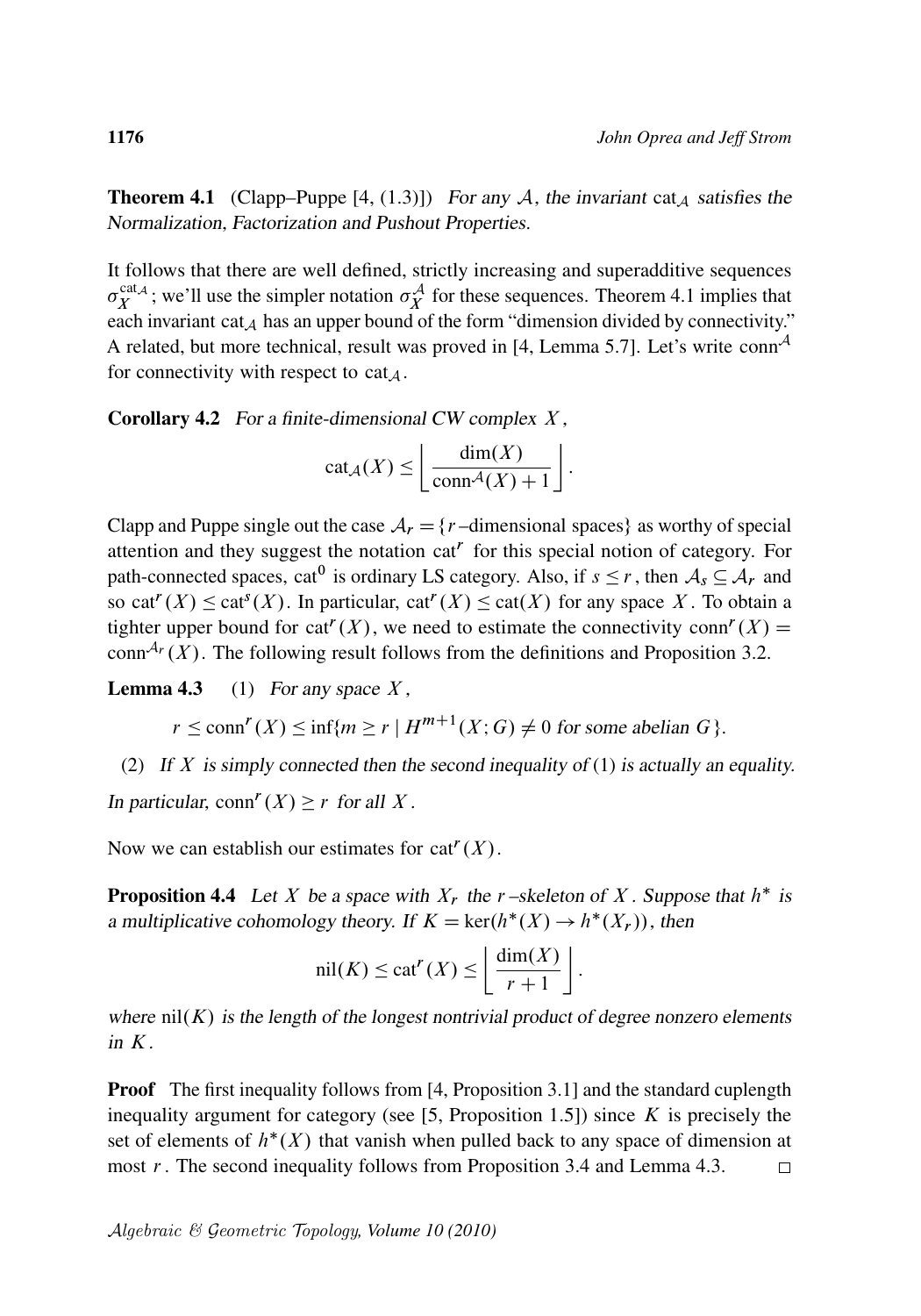**Theorem 4.1** (Clapp–Puppe [4, (1.3)]) *For any $\mathcal{A}$, the invariant $\mathrm{cat}_{\mathcal{A}}$ satisfies the Normalization, Factorization and Pushout Properties.*

It follows that there are well defined, strictly increasing and superadditive sequences $\sigma_X^{\mathrm{cat}_{\mathcal{A}}}$; we'll use the simpler notation $\sigma_X^{\mathcal{A}}$ for these sequences. Theorem 4.1 implies that each invariant $\mathrm{cat}_{\mathcal{A}}$ has an upper bound of the form "dimension divided by connectivity." A related, but more technical, result was proved in [4, Lemma 5.7]. Let's write $\mathrm{conn}^{\mathcal{A}}$ for connectivity with respect to $\mathrm{cat}_{\mathcal{A}}$.

**Corollary 4.2** *For a finite-dimensional CW complex $X$,*

$$\mathrm{cat}_{\mathcal{A}}(X) \leq \left\lfloor \frac{\dim(X)}{\mathrm{conn}^{\mathcal{A}}(X)+1} \right\rfloor.$$

Clapp and Puppe single out the case $\mathcal{A}_r = \{r\text{–dimensional spaces}\}$ as worthy of special attention and they suggest the notation $\mathrm{cat}^r$ for this special notion of category. For path-connected spaces, $\mathrm{cat}^0$ is ordinary LS category. Also, if $s \leq r$, then $\mathcal{A}_s \subseteq \mathcal{A}_r$ and so $\mathrm{cat}^r(X) \leq \mathrm{cat}^s(X)$. In particular, $\mathrm{cat}^r(X) \leq \mathrm{cat}(X)$ for any space $X$. To obtain a tighter upper bound for $\mathrm{cat}^r(X)$, we need to estimate the connectivity $\mathrm{conn}^r(X) = \mathrm{conn}^{\mathcal{A}_r}(X)$. The following result follows from the definitions and Proposition 3.2.

**Lemma 4.3** (1) *For any space $X$,*

$$r \leq \mathrm{conn}^r(X) \leq \inf\{m \geq r \mid H^{m+1}(X;G) \neq 0 \text{ for some abelian } G\}.$$

(2) *If $X$ is simply connected then the second inequality of (1) is actually an equality.*

*In particular, $\mathrm{conn}^r(X) \geq r$ for all $X$.*

Now we can establish our estimates for $\mathrm{cat}^r(X)$.

**Proposition 4.4** *Let $X$ be a space with $X_r$ the $r$–skeleton of $X$. Suppose that $h^*$ is a multiplicative cohomology theory. If $K = \ker(h^*(X) \to h^*(X_r))$, then*

$$\mathrm{nil}(K) \leq \mathrm{cat}^r(X) \leq \left\lfloor \frac{\dim(X)}{r+1} \right\rfloor.$$

*where $\mathrm{nil}(K)$ is the length of the longest nontrivial product of degree nonzero elements in $K$.*

**Proof** The first inequality follows from [4, Proposition 3.1] and the standard cuplength inequality argument for category (see [5, Proposition 1.5]) since $K$ is precisely the set of elements of $h^*(X)$ that vanish when pulled back to any space of dimension at most $r$. The second inequality follows from Proposition 3.4 and Lemma 4.3. □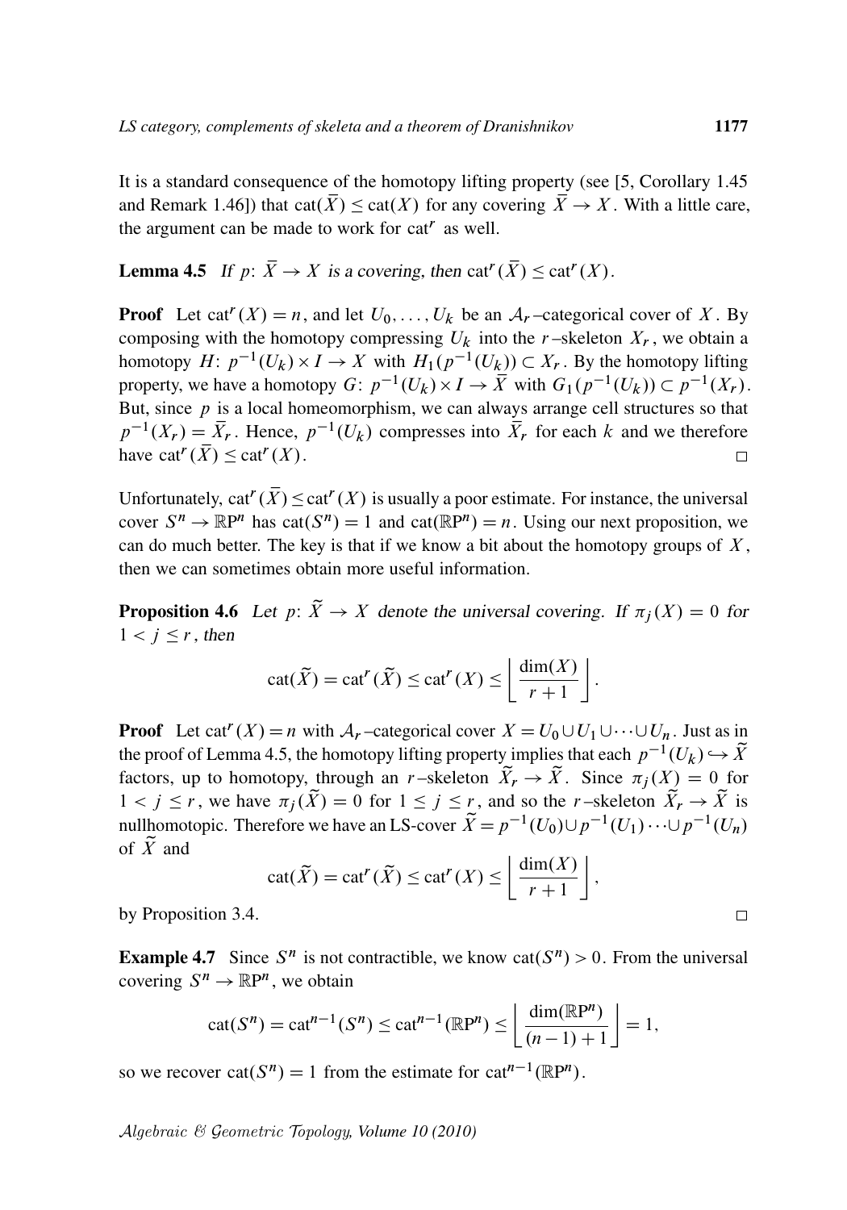It is a standard consequence of the homotopy lifting property (see [5, Corollary 1.45 and Remark 1.46]) that $\operatorname{cat}(\bar{X}) \le \operatorname{cat}(X)$ for any covering $\bar{X} \to X$. With a little care, the argument can be made to work for $\operatorname{cat}^r$ as well.

**Lemma 4.5** *If $p\colon \bar{X} \to X$ is a covering, then $\operatorname{cat}^r(\bar{X}) \le \operatorname{cat}^r(X)$.*

**Proof** Let $\operatorname{cat}^r(X) = n$, and let $U_0, \dots, U_k$ be an $\mathcal{A}_r$–categorical cover of $X$. By composing with the homotopy compressing $U_k$ into the $r$–skeleton $X_r$, we obtain a homotopy $H\colon p^{-1}(U_k) \times I \to X$ with $H_1(p^{-1}(U_k)) \subset X_r$. By the homotopy lifting property, we have a homotopy $G\colon p^{-1}(U_k) \times I \to \bar{X}$ with $G_1(p^{-1}(U_k)) \subset p^{-1}(X_r)$. But, since $p$ is a local homeomorphism, we can always arrange cell structures so that $p^{-1}(X_r) = \bar{X}_r$. Hence, $p^{-1}(U_k)$ compresses into $\bar{X}_r$ for each $k$ and we therefore have $\operatorname{cat}^r(\bar{X}) \le \operatorname{cat}^r(X)$. □

Unfortunately, $\operatorname{cat}^r(\bar{X}) \le \operatorname{cat}^r(X)$ is usually a poor estimate. For instance, the universal cover $S^n \to \mathbb{R}\mathrm{P}^n$ has $\operatorname{cat}(S^n) = 1$ and $\operatorname{cat}(\mathbb{R}\mathrm{P}^n) = n$. Using our next proposition, we can do much better. The key is that if we know a bit about the homotopy groups of $X$, then we can sometimes obtain more useful information.

**Proposition 4.6** *Let $p\colon \widetilde{X} \to X$ denote the universal covering. If $\pi_j(X) = 0$ for $1 < j \le r$, then*

$$\operatorname{cat}(\widetilde{X}) = \operatorname{cat}^r(\widetilde{X}) \le \operatorname{cat}^r(X) \le \left\lfloor \frac{\dim(X)}{r+1} \right\rfloor.$$

**Proof** Let $\operatorname{cat}^r(X) = n$ with $\mathcal{A}_r$–categorical cover $X = U_0 \cup U_1 \cup \cdots \cup U_n$. Just as in the proof of Lemma 4.5, the homotopy lifting property implies that each $p^{-1}(U_k) \hookrightarrow \widetilde{X}$ factors, up to homotopy, through an $r$–skeleton $\widetilde{X}_r \to \widetilde{X}$. Since $\pi_j(X) = 0$ for $1 < j \le r$, we have $\pi_j(\widetilde{X}) = 0$ for $1 \le j \le r$, and so the $r$–skeleton $\widetilde{X}_r \to \widetilde{X}$ is nullhomotopic. Therefore we have an LS-cover $\widetilde{X} = p^{-1}(U_0) \cup p^{-1}(U_1) \cdots \cup p^{-1}(U_n)$ of $\widetilde{X}$ and

$$\operatorname{cat}(\widetilde{X}) = \operatorname{cat}^r(\widetilde{X}) \le \operatorname{cat}^r(X) \le \left\lfloor \frac{\dim(X)}{r+1} \right\rfloor,$$

by Proposition 3.4. □

**Example 4.7** Since $S^n$ is not contractible, we know $\operatorname{cat}(S^n) > 0$. From the universal covering $S^n \to \mathbb{R}\mathrm{P}^n$, we obtain

$$\operatorname{cat}(S^n) = \operatorname{cat}^{n-1}(S^n) \le \operatorname{cat}^{n-1}(\mathbb{R}\mathrm{P}^n) \le \left\lfloor \frac{\dim(\mathbb{R}\mathrm{P}^n)}{(n-1)+1} \right\rfloor = 1,$$

so we recover $\operatorname{cat}(S^n) = 1$ from the estimate for $\operatorname{cat}^{n-1}(\mathbb{R}\mathrm{P}^n)$.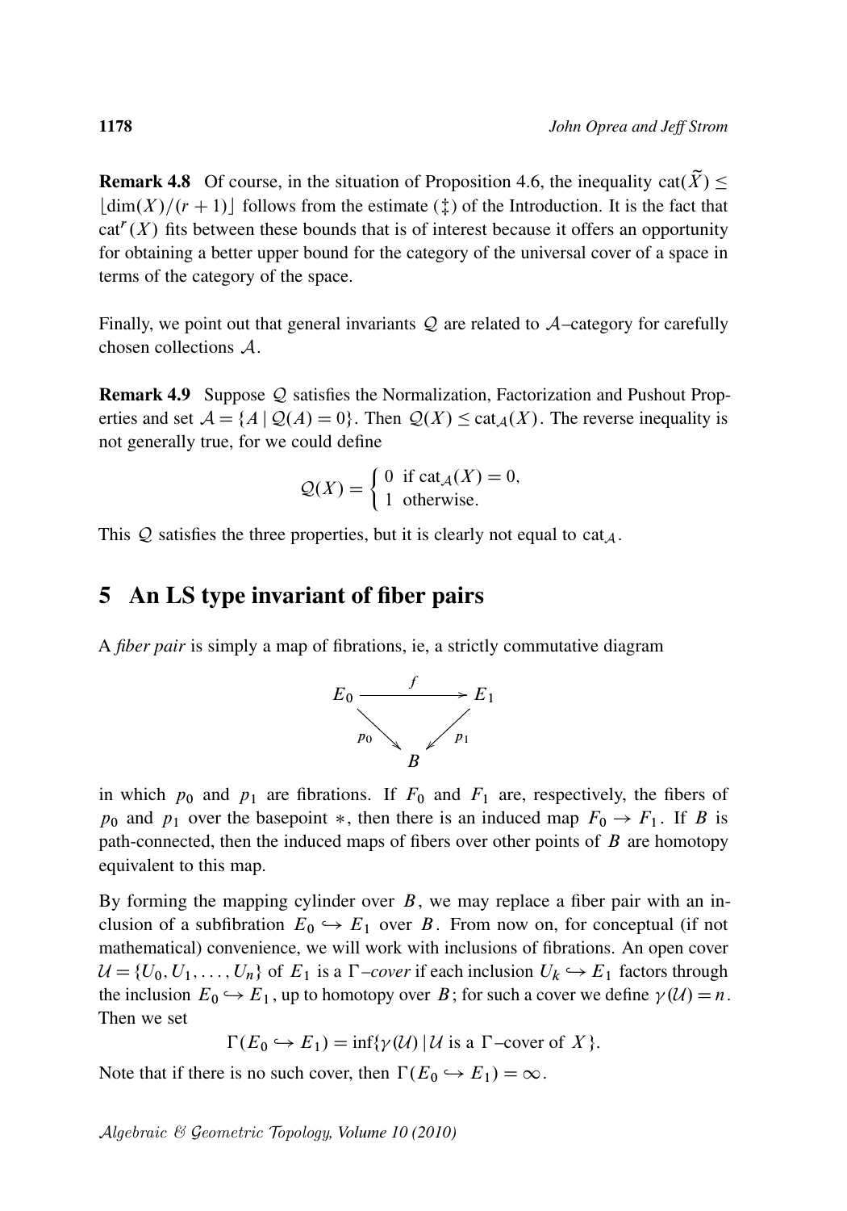**Remark 4.8** Of course, in the situation of Proposition 4.6, the inequality $\mathrm{cat}(\widetilde{X}) \leq \lfloor \dim(X)/(r+1) \rfloor$ follows from the estimate (‡) of the Introduction. It is the fact that $\mathrm{cat}^r(X)$ fits between these bounds that is of interest because it offers an opportunity for obtaining a better upper bound for the category of the universal cover of a space in terms of the category of the space.

Finally, we point out that general invariants $\mathcal{Q}$ are related to $\mathcal{A}$–category for carefully chosen collections $\mathcal{A}$.

**Remark 4.9** Suppose $\mathcal{Q}$ satisfies the Normalization, Factorization and Pushout Properties and set $\mathcal{A} = \{A \mid \mathcal{Q}(A) = 0\}$. Then $\mathcal{Q}(X) \leq \mathrm{cat}_{\mathcal{A}}(X)$. The reverse inequality is not generally true, for we could define

$$\mathcal{Q}(X) = \begin{cases} 0 & \text{if } \mathrm{cat}_{\mathcal{A}}(X) = 0, \\ 1 & \text{otherwise.} \end{cases}$$

This $\mathcal{Q}$ satisfies the three properties, but it is clearly not equal to $\mathrm{cat}_{\mathcal{A}}$.

## 5 An LS type invariant of fiber pairs

A *fiber pair* is simply a map of fibrations, ie, a strictly commutative diagram

$$\begin{array}{ccc} E_0 & \xrightarrow{\quad f \quad} & E_1 \\ & {\scriptstyle p_0}\searrow \quad \swarrow{\scriptstyle p_1} & \\ & B & \end{array}$$

in which $p_0$ and $p_1$ are fibrations. If $F_0$ and $F_1$ are, respectively, the fibers of $p_0$ and $p_1$ over the basepoint $*$, then there is an induced map $F_0 \to F_1$. If $B$ is path-connected, then the induced maps of fibers over other points of $B$ are homotopy equivalent to this map.

By forming the mapping cylinder over $B$, we may replace a fiber pair with an inclusion of a subfibration $E_0 \hookrightarrow E_1$ over $B$. From now on, for conceptual (if not mathematical) convenience, we will work with inclusions of fibrations. An open cover $\mathcal{U} = \{U_0, U_1, \ldots, U_n\}$ of $E_1$ is a *$\Gamma$–cover* if each inclusion $U_k \hookrightarrow E_1$ factors through the inclusion $E_0 \hookrightarrow E_1$, up to homotopy over $B$; for such a cover we define $\gamma(\mathcal{U}) = n$. Then we set

$$\Gamma(E_0 \hookrightarrow E_1) = \inf\{\gamma(\mathcal{U}) \mid \mathcal{U} \text{ is a } \Gamma\text{–cover of } X\}.$$

Note that if there is no such cover, then $\Gamma(E_0 \hookrightarrow E_1) = \infty$.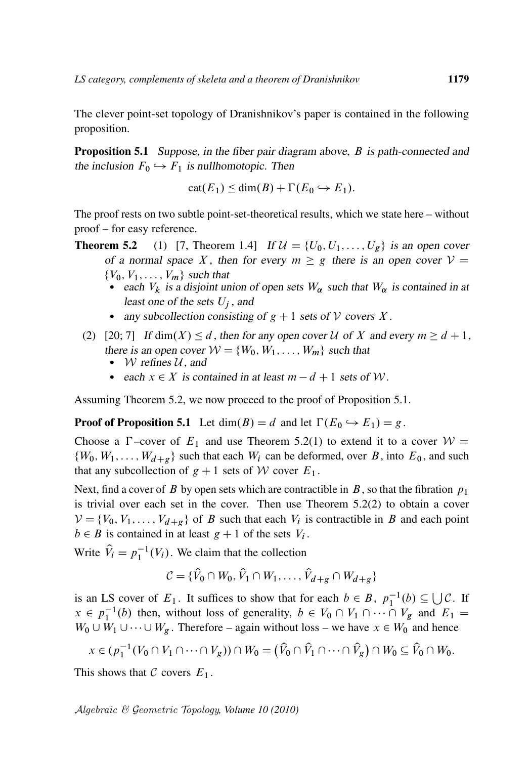The clever point-set topology of Dranishnikov's paper is contained in the following proposition.

**Proposition 5.1** *Suppose, in the fiber pair diagram above, $B$ is path-connected and the inclusion $F_0 \hookrightarrow F_1$ is nullhomotopic. Then*

$$\mathrm{cat}(E_1) \leq \dim(B) + \Gamma(E_0 \hookrightarrow E_1).$$

The proof rests on two subtle point-set-theoretical results, which we state here – without proof – for easy reference.

**Theorem 5.2** (1) [7, Theorem 1.4] *If $\mathcal{U} = \{U_0, U_1, \ldots, U_g\}$ is an open cover of a normal space $X$, then for every $m \geq g$ there is an open cover $\mathcal{V} = \{V_0, V_1, \ldots, V_m\}$ such that*

- *each $V_k$ is a disjoint union of open sets $W_\alpha$ such that $W_\alpha$ is contained in at least one of the sets $U_j$, and*
- *any subcollection consisting of $g+1$ sets of $\mathcal{V}$ covers $X$.*

(2) [20; 7] *If $\dim(X) \leq d$, then for any open cover $\mathcal{U}$ of $X$ and every $m \geq d+1$, there is an open cover $\mathcal{W} = \{W_0, W_1, \ldots, W_m\}$ such that*

- *$\mathcal{W}$ refines $\mathcal{U}$, and*
- *each $x \in X$ is contained in at least $m-d+1$ sets of $\mathcal{W}$.*

Assuming Theorem 5.2, we now proceed to the proof of Proposition 5.1.

**Proof of Proposition 5.1** Let $\dim(B) = d$ and let $\Gamma(E_0 \hookrightarrow E_1) = g$.

Choose a $\Gamma$–cover of $E_1$ and use Theorem 5.2(1) to extend it to a cover $\mathcal{W} = \{W_0, W_1, \ldots, W_{d+g}\}$ such that each $W_i$ can be deformed, over $B$, into $E_0$, and such that any subcollection of $g+1$ sets of $\mathcal{W}$ cover $E_1$.

Next, find a cover of $B$ by open sets which are contractible in $B$, so that the fibration $p_1$ is trivial over each set in the cover. Then use Theorem 5.2(2) to obtain a cover $\mathcal{V} = \{V_0, V_1, \ldots, V_{d+g}\}$ of $B$ such that each $V_i$ is contractible in $B$ and each point $b \in B$ is contained in at least $g+1$ of the sets $V_i$.

Write $\widehat{V}_i = p_1^{-1}(V_i)$. We claim that the collection

$$\mathcal{C} = \{\widehat{V}_0 \cap W_0, \widehat{V}_1 \cap W_1, \ldots, \widehat{V}_{d+g} \cap W_{d+g}\}$$

is an LS cover of $E_1$. It suffices to show that for each $b \in B$, $p_1^{-1}(b) \subseteq \bigcup \mathcal{C}$. If $x \in p_1^{-1}(b)$ then, without loss of generality, $b \in V_0 \cap V_1 \cap \cdots \cap V_g$ and $E_1 = W_0 \cup W_1 \cup \cdots \cup W_g$. Therefore – again without loss – we have $x \in W_0$ and hence

$$x \in (p_1^{-1}(V_0 \cap V_1 \cap \cdots \cap V_g)) \cap W_0 = \left(\widehat{V}_0 \cap \widehat{V}_1 \cap \cdots \cap \widehat{V}_g\right) \cap W_0 \subseteq \widehat{V}_0 \cap W_0.$$

This shows that $\mathcal{C}$ covers $E_1$.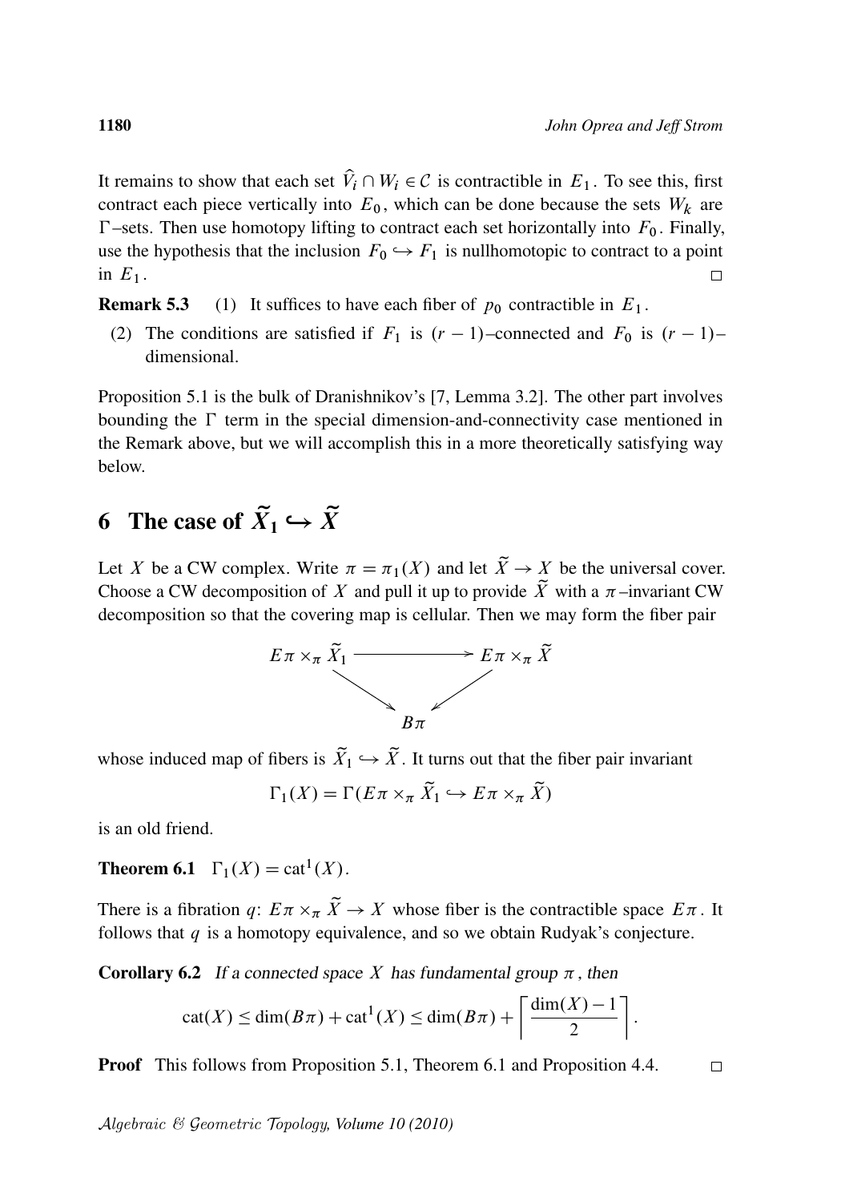It remains to show that each set $\widehat{V}_i \cap W_i \in \mathcal{C}$ is contractible in $E_1$. To see this, first contract each piece vertically into $E_0$, which can be done because the sets $W_k$ are $\Gamma$–sets. Then use homotopy lifting to contract each set horizontally into $F_0$. Finally, use the hypothesis that the inclusion $F_0 \hookrightarrow F_1$ is nullhomotopic to contract to a point in $E_1$. □

**Remark 5.3** (1) It suffices to have each fiber of $p_0$ contractible in $E_1$.

(2) The conditions are satisfied if $F_1$ is $(r-1)$–connected and $F_0$ is $(r-1)$–dimensional.

Proposition 5.1 is the bulk of Dranishnikov's [7, Lemma 3.2]. The other part involves bounding the $\Gamma$ term in the special dimension-and-connectivity case mentioned in the Remark above, but we will accomplish this in a more theoretically satisfying way below.

# 6 The case of $\widetilde{X}_1 \hookrightarrow \widetilde{X}$

Let $X$ be a CW complex. Write $\pi = \pi_1(X)$ and let $\widetilde{X} \to X$ be the universal cover. Choose a CW decomposition of $X$ and pull it up to provide $\widetilde{X}$ with a $\pi$–invariant CW decomposition so that the covering map is cellular. Then we may form the fiber pair

$$\begin{array}{ccc} E\pi \times_\pi \widetilde{X}_1 & \longrightarrow & E\pi \times_\pi \widetilde{X} \\ & \searrow \quad \swarrow & \\ & B\pi & \end{array}$$

whose induced map of fibers is $\widetilde{X}_1 \hookrightarrow \widetilde{X}$. It turns out that the fiber pair invariant

$$\Gamma_1(X) = \Gamma(E\pi \times_\pi \widetilde{X}_1 \hookrightarrow E\pi \times_\pi \widetilde{X})$$

is an old friend.

**Theorem 6.1** $\Gamma_1(X) = \mathrm{cat}^1(X)$.

There is a fibration $q\colon E\pi \times_\pi \widetilde{X} \to X$ whose fiber is the contractible space $E\pi$. It follows that $q$ is a homotopy equivalence, and so we obtain Rudyak's conjecture.

**Corollary 6.2** *If a connected space $X$ has fundamental group $\pi$, then*

$$\mathrm{cat}(X) \leq \dim(B\pi) + \mathrm{cat}^1(X) \leq \dim(B\pi) + \left\lceil \frac{\dim(X) - 1}{2} \right\rceil.$$

**Proof** This follows from Proposition 5.1, Theorem 6.1 and Proposition 4.4. □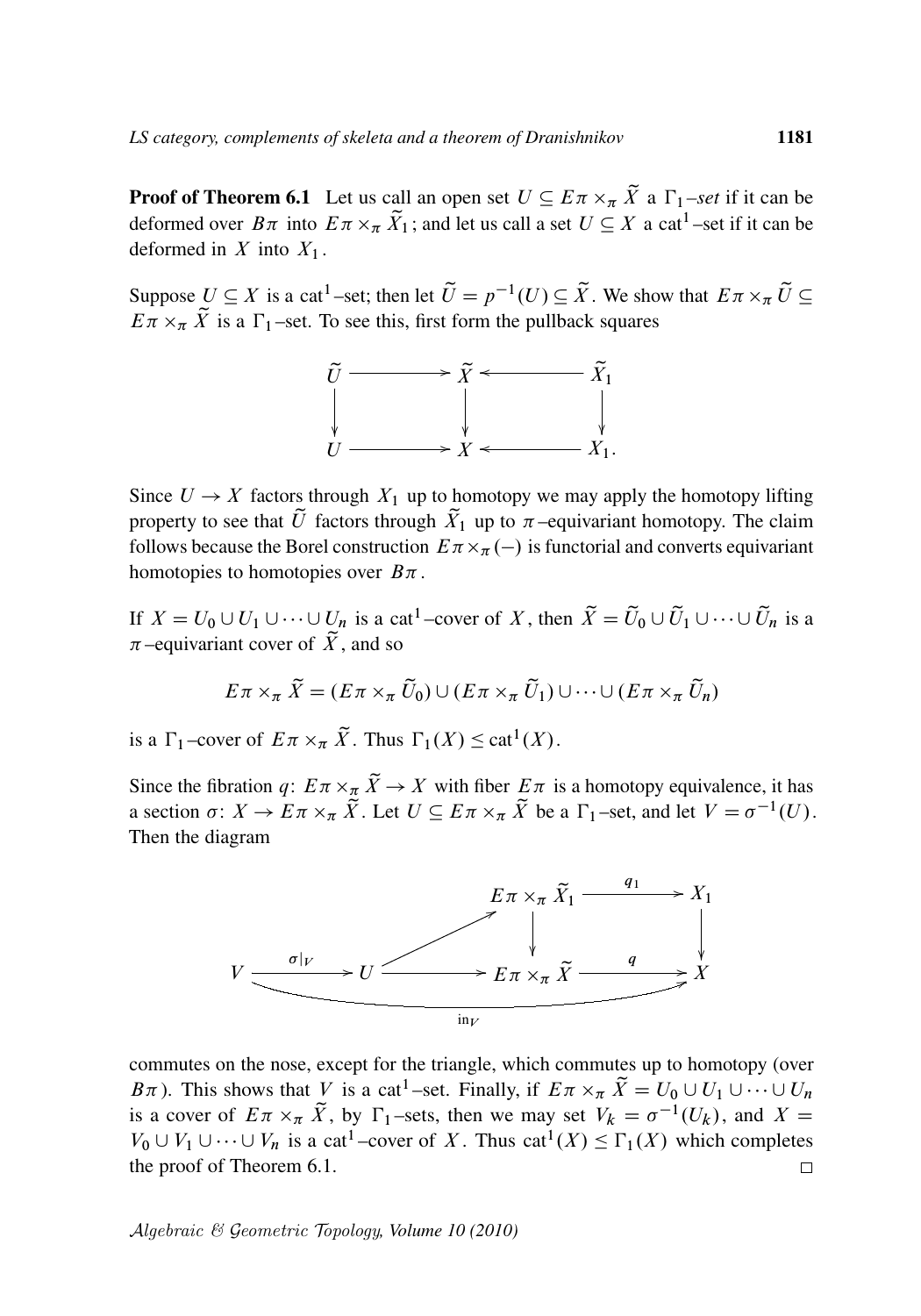**Proof of Theorem 6.1** Let us call an open set $U \subseteq E\pi \times_\pi \widetilde{X}$ a $\Gamma_1$*–set* if it can be deformed over $B\pi$ into $E\pi \times_\pi \widetilde{X}_1$; and let us call a set $U \subseteq X$ a $\mathrm{cat}^1$–set if it can be deformed in $X$ into $X_1$.

Suppose $U \subseteq X$ is a $\mathrm{cat}^1$–set; then let $\widetilde{U} = p^{-1}(U) \subseteq \widetilde{X}$. We show that $E\pi \times_\pi \widetilde{U} \subseteq E\pi \times_\pi \widetilde{X}$ is a $\Gamma_1$–set. To see this, first form the pullback squares

$$
\begin{array}{ccccc}
\widetilde{U} & \longrightarrow & \widetilde{X} & \longleftarrow & \widetilde{X}_1 \\
\downarrow & & \downarrow & & \downarrow \\
U & \longrightarrow & X & \longleftarrow & X_1.
\end{array}
$$

Since $U \to X$ factors through $X_1$ up to homotopy we may apply the homotopy lifting property to see that $\widetilde{U}$ factors through $\widetilde{X}_1$ up to $\pi$–equivariant homotopy. The claim follows because the Borel construction $E\pi \times_\pi (-)$ is functorial and converts equivariant homotopies to homotopies over $B\pi$.

If $X = U_0 \cup U_1 \cup \cdots \cup U_n$ is a $\mathrm{cat}^1$–cover of $X$, then $\widetilde{X} = \widetilde{U}_0 \cup \widetilde{U}_1 \cup \cdots \cup \widetilde{U}_n$ is a $\pi$–equivariant cover of $\widetilde{X}$, and so

$$E\pi \times_\pi \widetilde{X} = (E\pi \times_\pi \widetilde{U}_0) \cup (E\pi \times_\pi \widetilde{U}_1) \cup \cdots \cup (E\pi \times_\pi \widetilde{U}_n)$$

is a $\Gamma_1$–cover of $E\pi \times_\pi \widetilde{X}$. Thus $\Gamma_1(X) \leq \mathrm{cat}^1(X)$.

Since the fibration $q\colon E\pi \times_\pi \widetilde{X} \to X$ with fiber $E\pi$ is a homotopy equivalence, it has a section $\sigma\colon X \to E\pi \times_\pi \widetilde{X}$. Let $U \subseteq E\pi \times_\pi \widetilde{X}$ be a $\Gamma_1$–set, and let $V = \sigma^{-1}(U)$. Then the diagram

$$
\begin{array}{ccccccc}
 & & & \nearrow & E\pi \times_\pi \widetilde{X}_1 & \xrightarrow{\;q_1\;} & X_1 \\
 & & & & \downarrow & & \downarrow \\
V & \xrightarrow{\;\sigma|_V\;} & U & \longrightarrow & E\pi \times_\pi \widetilde{X} & \xrightarrow{\;q\;} & X \\
\end{array}
$$

(with the bottom arrow $\mathrm{in}_V\colon V \to X$)

commutes on the nose, except for the triangle, which commutes up to homotopy (over $B\pi$). This shows that $V$ is a $\mathrm{cat}^1$–set. Finally, if $E\pi \times_\pi \widetilde{X} = U_0 \cup U_1 \cup \cdots \cup U_n$ is a cover of $E\pi \times_\pi \widetilde{X}$, by $\Gamma_1$–sets, then we may set $V_k = \sigma^{-1}(U_k)$, and $X = V_0 \cup V_1 \cup \cdots \cup V_n$ is a $\mathrm{cat}^1$–cover of $X$. Thus $\mathrm{cat}^1(X) \leq \Gamma_1(X)$ which completes the proof of Theorem 6.1. $\square$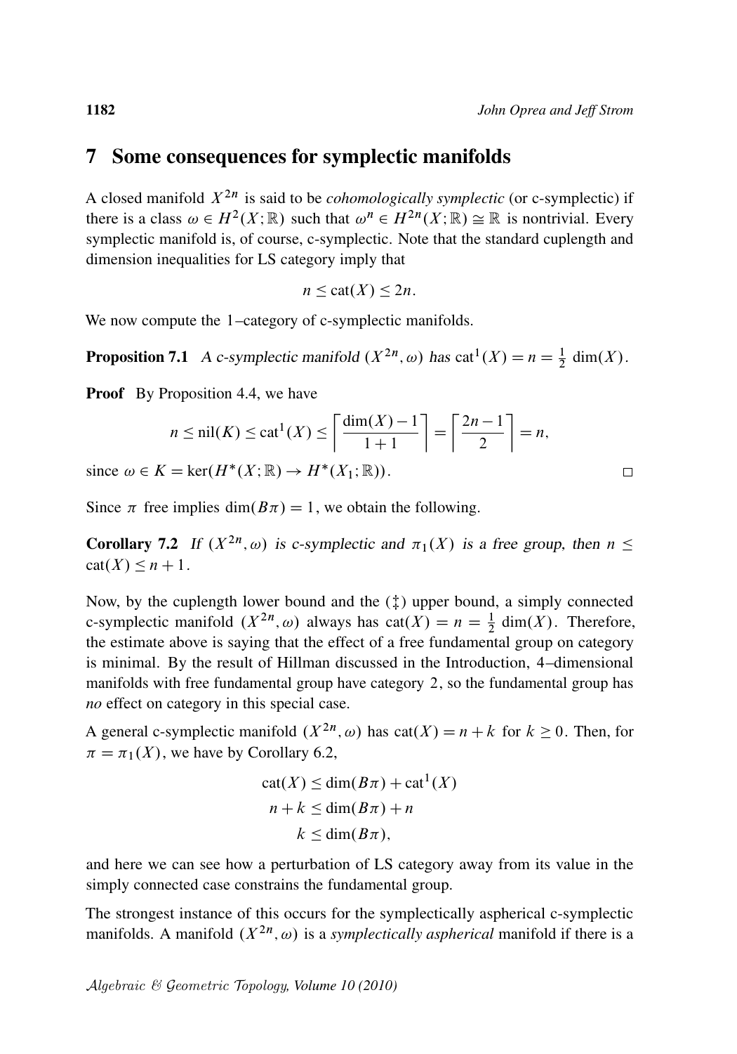## 7 Some consequences for symplectic manifolds

A closed manifold $X^{2n}$ is said to be *cohomologically symplectic* (or c-symplectic) if there is a class $\omega \in H^2(X;\mathbb{R})$ such that $\omega^n \in H^{2n}(X;\mathbb{R}) \cong \mathbb{R}$ is nontrivial. Every symplectic manifold is, of course, c-symplectic. Note that the standard cuplength and dimension inequalities for LS category imply that

$$n \leq \operatorname{cat}(X) \leq 2n.$$

We now compute the 1–category of c-symplectic manifolds.

**Proposition 7.1** *A c-symplectic manifold $(X^{2n}, \omega)$ has $\operatorname{cat}^1(X) = n = \frac{1}{2}\dim(X)$.*

**Proof** By Proposition 4.4, we have

$$n \leq \operatorname{nil}(K) \leq \operatorname{cat}^1(X) \leq \left\lceil \frac{\dim(X) - 1}{1+1} \right\rceil = \left\lceil \frac{2n-1}{2} \right\rceil = n,$$

since $\omega \in K = \ker(H^*(X;\mathbb{R}) \to H^*(X_1;\mathbb{R}))$. □

Since $\pi$ free implies $\dim(B\pi) = 1$, we obtain the following.

**Corollary 7.2** *If $(X^{2n}, \omega)$ is c-symplectic and $\pi_1(X)$ is a free group, then $n \leq \operatorname{cat}(X) \leq n+1$.*

Now, by the cuplength lower bound and the (‡) upper bound, a simply connected c-symplectic manifold $(X^{2n}, \omega)$ always has $\operatorname{cat}(X) = n = \frac{1}{2}\dim(X)$. Therefore, the estimate above is saying that the effect of a free fundamental group on category is minimal. By the result of Hillman discussed in the Introduction, 4–dimensional manifolds with free fundamental group have category 2, so the fundamental group has *no* effect on category in this special case.

A general c-symplectic manifold $(X^{2n}, \omega)$ has $\operatorname{cat}(X) = n + k$ for $k \geq 0$. Then, for $\pi = \pi_1(X)$, we have by Corollary 6.2,

$$\begin{aligned}
\operatorname{cat}(X) &\leq \dim(B\pi) + \operatorname{cat}^1(X) \\
n + k &\leq \dim(B\pi) + n \\
k &\leq \dim(B\pi),
\end{aligned}$$

and here we can see how a perturbation of LS category away from its value in the simply connected case constrains the fundamental group.

The strongest instance of this occurs for the symplectically aspherical c-symplectic manifolds. A manifold $(X^{2n}, \omega)$ is a *symplectically aspherical* manifold if there is a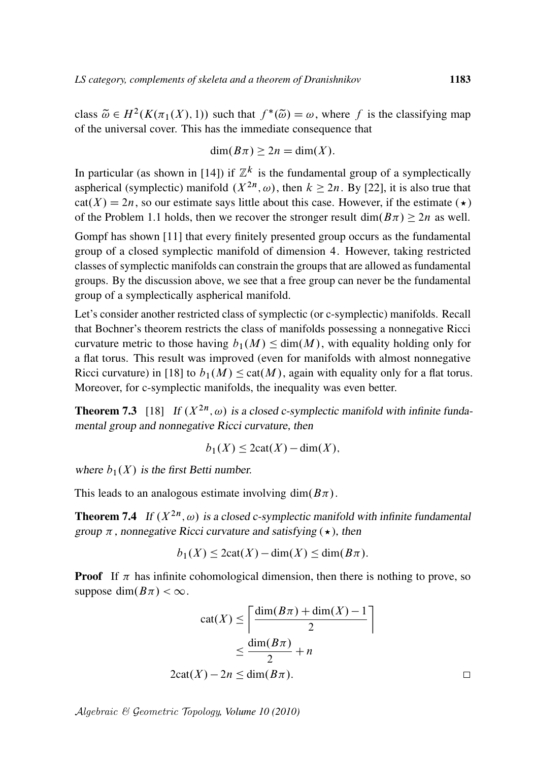class $\widetilde{\omega} \in H^2(K(\pi_1(X), 1))$ such that $f^*(\widetilde{\omega}) = \omega$, where $f$ is the classifying map of the universal cover. This has the immediate consequence that

$$\dim(B\pi) \geq 2n = \dim(X).$$

In particular (as shown in [14]) if $\mathbb{Z}^k$ is the fundamental group of a symplectically aspherical (symplectic) manifold $(X^{2n}, \omega)$, then $k \geq 2n$. By [22], it is also true that $\mathrm{cat}(X) = 2n$, so our estimate says little about this case. However, if the estimate $(\star)$ of the Problem 1.1 holds, then we recover the stronger result $\dim(B\pi) \geq 2n$ as well.

Gompf has shown [11] that every finitely presented group occurs as the fundamental group of a closed symplectic manifold of dimension 4. However, taking restricted classes of symplectic manifolds can constrain the groups that are allowed as fundamental groups. By the discussion above, we see that a free group can never be the fundamental group of a symplectically aspherical manifold.

Let's consider another restricted class of symplectic (or c-symplectic) manifolds. Recall that Bochner's theorem restricts the class of manifolds possessing a nonnegative Ricci curvature metric to those having $b_1(M) \leq \dim(M)$, with equality holding only for a flat torus. This result was improved (even for manifolds with almost nonnegative Ricci curvature) in [18] to $b_1(M) \leq \mathrm{cat}(M)$, again with equality only for a flat torus. Moreover, for c-symplectic manifolds, the inequality was even better.

**Theorem 7.3** [18] *If $(X^{2n}, \omega)$ is a closed c-symplectic manifold with infinite fundamental group and nonnegative Ricci curvature, then*

$$b_1(X) \leq 2\mathrm{cat}(X) - \dim(X),$$

*where $b_1(X)$ is the first Betti number.*

This leads to an analogous estimate involving $\dim(B\pi)$.

**Theorem 7.4** *If $(X^{2n}, \omega)$ is a closed c-symplectic manifold with infinite fundamental group $\pi$, nonnegative Ricci curvature and satisfying $(\star)$, then*

$$b_1(X) \leq 2\mathrm{cat}(X) - \dim(X) \leq \dim(B\pi).$$

**Proof** If $\pi$ has infinite cohomological dimension, then there is nothing to prove, so suppose $\dim(B\pi) < \infty$.

$$\begin{aligned}
\mathrm{cat}(X) &\leq \left\lceil \frac{\dim(B\pi) + \dim(X) - 1}{2} \right\rceil \\
&\leq \frac{\dim(B\pi)}{2} + n \\
2\mathrm{cat}(X) - 2n &\leq \dim(B\pi).
\end{aligned}$$

□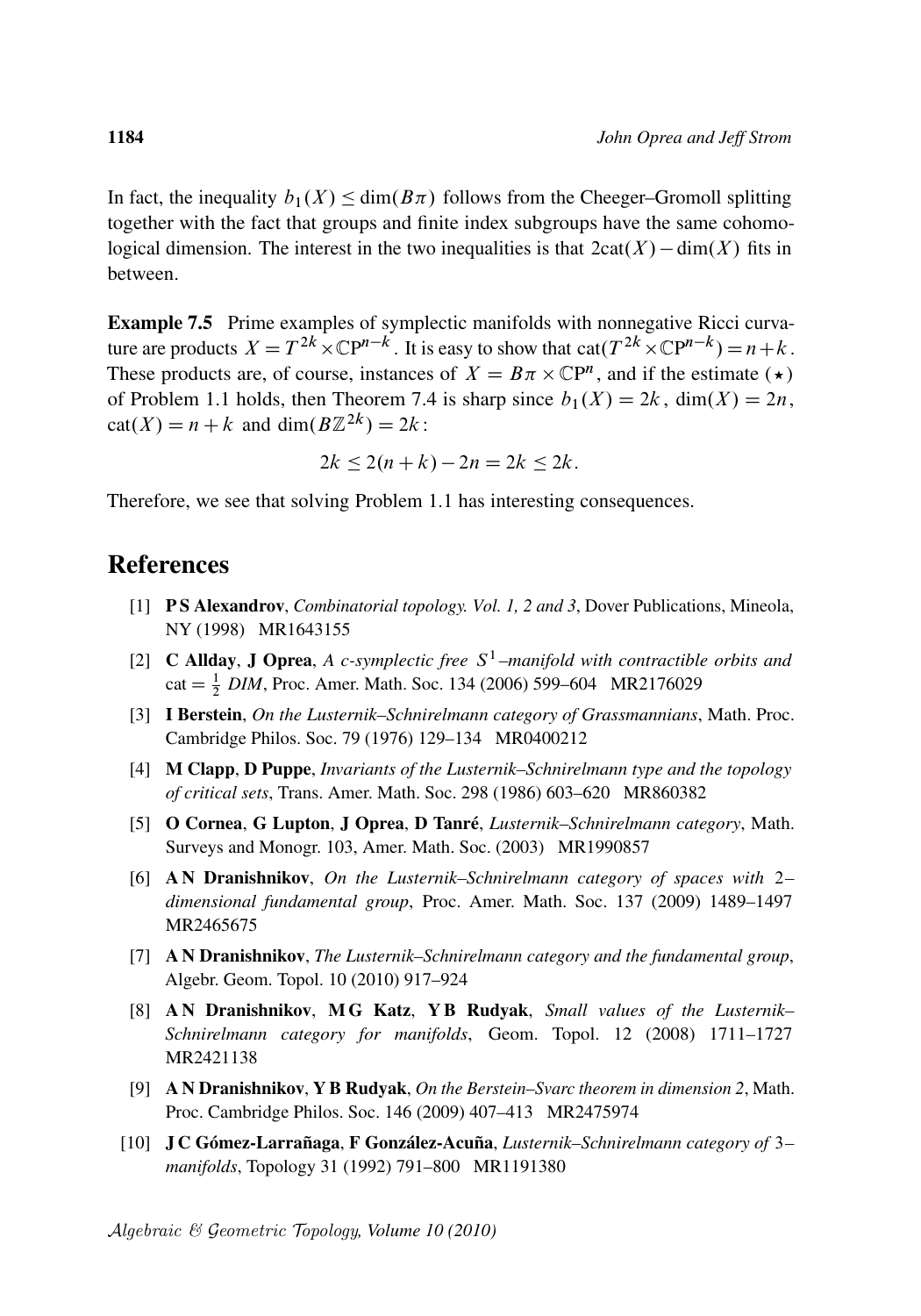In fact, the inequality $b_1(X) \leq \dim(B\pi)$ follows from the Cheeger–Gromoll splitting together with the fact that groups and finite index subgroups have the same cohomological dimension. The interest in the two inequalities is that $2\mathrm{cat}(X) - \dim(X)$ fits in between.

**Example 7.5** Prime examples of symplectic manifolds with nonnegative Ricci curvature are products $X = T^{2k} \times \mathbb{C}\mathrm{P}^{n-k}$. It is easy to show that $\mathrm{cat}(T^{2k} \times \mathbb{C}\mathrm{P}^{n-k}) = n + k$. These products are, of course, instances of $X = B\pi \times \mathbb{C}\mathrm{P}^n$, and if the estimate $(\star)$ of Problem 1.1 holds, then Theorem 7.4 is sharp since $b_1(X) = 2k$, $\dim(X) = 2n$, $\mathrm{cat}(X) = n + k$ and $\dim(B\mathbb{Z}^{2k}) = 2k$:

$$2k \leq 2(n+k) - 2n = 2k \leq 2k.$$

Therefore, we see that solving Problem 1.1 has interesting consequences.

## References

[1] **P S Alexandrov**, *Combinatorial topology. Vol. 1, 2 and 3*, Dover Publications, Mineola, NY (1998) MR1643155

[2] **C Allday**, **J Oprea**, *A c-symplectic free $S^1$–manifold with contractible orbits and* $\mathrm{cat} = \frac{1}{2}$ *DIM*, Proc. Amer. Math. Soc. 134 (2006) 599–604 MR2176029

[3] **I Berstein**, *On the Lusternik–Schnirelmann category of Grassmannians*, Math. Proc. Cambridge Philos. Soc. 79 (1976) 129–134 MR0400212

[4] **M Clapp**, **D Puppe**, *Invariants of the Lusternik–Schnirelmann type and the topology of critical sets*, Trans. Amer. Math. Soc. 298 (1986) 603–620 MR860382

[5] **O Cornea**, **G Lupton**, **J Oprea**, **D Tanré**, *Lusternik–Schnirelmann category*, Math. Surveys and Monogr. 103, Amer. Math. Soc. (2003) MR1990857

[6] **A N Dranishnikov**, *On the Lusternik–Schnirelmann category of spaces with 2–dimensional fundamental group*, Proc. Amer. Math. Soc. 137 (2009) 1489–1497 MR2465675

[7] **A N Dranishnikov**, *The Lusternik–Schnirelmann category and the fundamental group*, Algebr. Geom. Topol. 10 (2010) 917–924

[8] **A N Dranishnikov**, **M G Katz**, **Y B Rudyak**, *Small values of the Lusternik–Schnirelmann category for manifolds*, Geom. Topol. 12 (2008) 1711–1727 MR2421138

[9] **A N Dranishnikov**, **Y B Rudyak**, *On the Berstein–Svarc theorem in dimension 2*, Math. Proc. Cambridge Philos. Soc. 146 (2009) 407–413 MR2475974

[10] **J C Gómez-Larrañaga**, **F González-Acuña**, *Lusternik–Schnirelmann category of 3–manifolds*, Topology 31 (1992) 791–800 MR1191380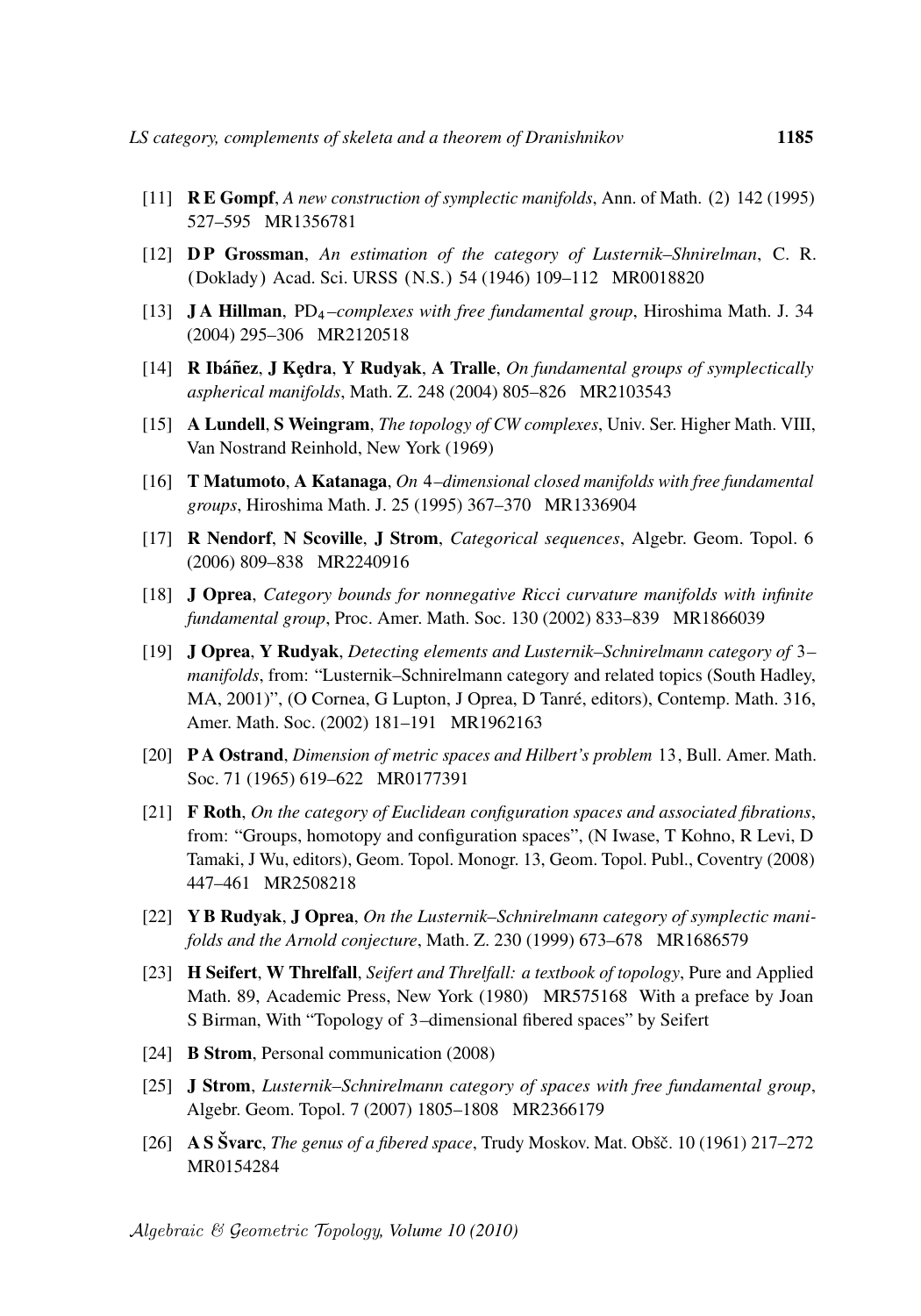[11] **R E Gompf**, *A new construction of symplectic manifolds*, Ann. of Math. (2) 142 (1995) 527–595 MR1356781

[12] **D P Grossman**, *An estimation of the category of Lusternik–Shnirelman*, C. R. (Doklady) Acad. Sci. URSS (N.S.) 54 (1946) 109–112 MR0018820

[13] **J A Hillman**, $\mathrm{PD}_4$*–complexes with free fundamental group*, Hiroshima Math. J. 34 (2004) 295–306 MR2120518

[14] **R Ibáñez**, **J Kędra**, **Y Rudyak**, **A Tralle**, *On fundamental groups of symplectically aspherical manifolds*, Math. Z. 248 (2004) 805–826 MR2103543

[15] **A Lundell**, **S Weingram**, *The topology of CW complexes*, Univ. Ser. Higher Math. VIII, Van Nostrand Reinhold, New York (1969)

[16] **T Matumoto**, **A Katanaga**, *On* 4*–dimensional closed manifolds with free fundamental groups*, Hiroshima Math. J. 25 (1995) 367–370 MR1336904

[17] **R Nendorf**, **N Scoville**, **J Strom**, *Categorical sequences*, Algebr. Geom. Topol. 6 (2006) 809–838 MR2240916

[18] **J Oprea**, *Category bounds for nonnegative Ricci curvature manifolds with infinite fundamental group*, Proc. Amer. Math. Soc. 130 (2002) 833–839 MR1866039

[19] **J Oprea**, **Y Rudyak**, *Detecting elements and Lusternik–Schnirelmann category of* 3*–manifolds*, from: "Lusternik–Schnirelmann category and related topics (South Hadley, MA, 2001)", (O Cornea, G Lupton, J Oprea, D Tanré, editors), Contemp. Math. 316, Amer. Math. Soc. (2002) 181–191 MR1962163

[20] **P A Ostrand**, *Dimension of metric spaces and Hilbert's problem* 13, Bull. Amer. Math. Soc. 71 (1965) 619–622 MR0177391

[21] **F Roth**, *On the category of Euclidean configuration spaces and associated fibrations*, from: "Groups, homotopy and configuration spaces", (N Iwase, T Kohno, R Levi, D Tamaki, J Wu, editors), Geom. Topol. Monogr. 13, Geom. Topol. Publ., Coventry (2008) 447–461 MR2508218

[22] **Y B Rudyak**, **J Oprea**, *On the Lusternik–Schnirelmann category of symplectic manifolds and the Arnold conjecture*, Math. Z. 230 (1999) 673–678 MR1686579

[23] **H Seifert**, **W Threlfall**, *Seifert and Threlfall: a textbook of topology*, Pure and Applied Math. 89, Academic Press, New York (1980) MR575168 With a preface by Joan S Birman, With "Topology of 3–dimensional fibered spaces" by Seifert

[24] **B Strom**, Personal communication (2008)

[25] **J Strom**, *Lusternik–Schnirelmann category of spaces with free fundamental group*, Algebr. Geom. Topol. 7 (2007) 1805–1808 MR2366179

[26] **A S Švarc**, *The genus of a fibered space*, Trudy Moskov. Mat. Obšč. 10 (1961) 217–272 MR0154284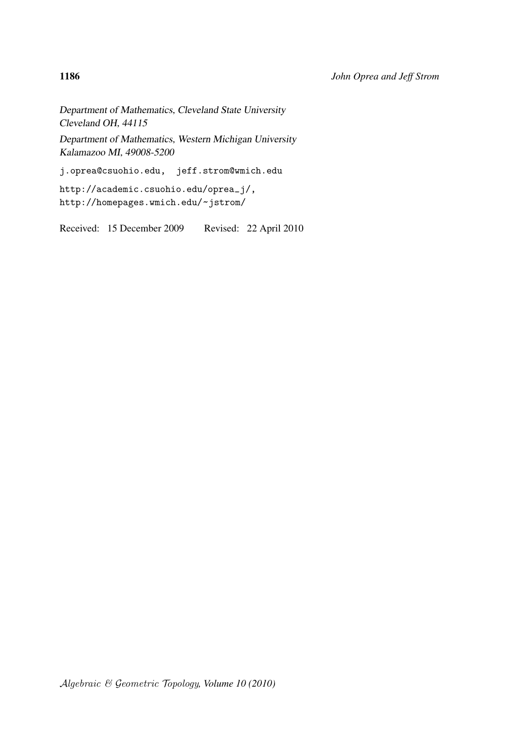Department of Mathematics, Cleveland State University
Cleveland OH, 44115

Department of Mathematics, Western Michigan University
Kalamazoo MI, 49008-5200

j.oprea@csuohio.edu, jeff.strom@wmich.edu

http://academic.csuohio.edu/oprea_j/,
http://homepages.wmich.edu/~jstrom/

Received: 15 December 2009 Revised: 22 April 2010